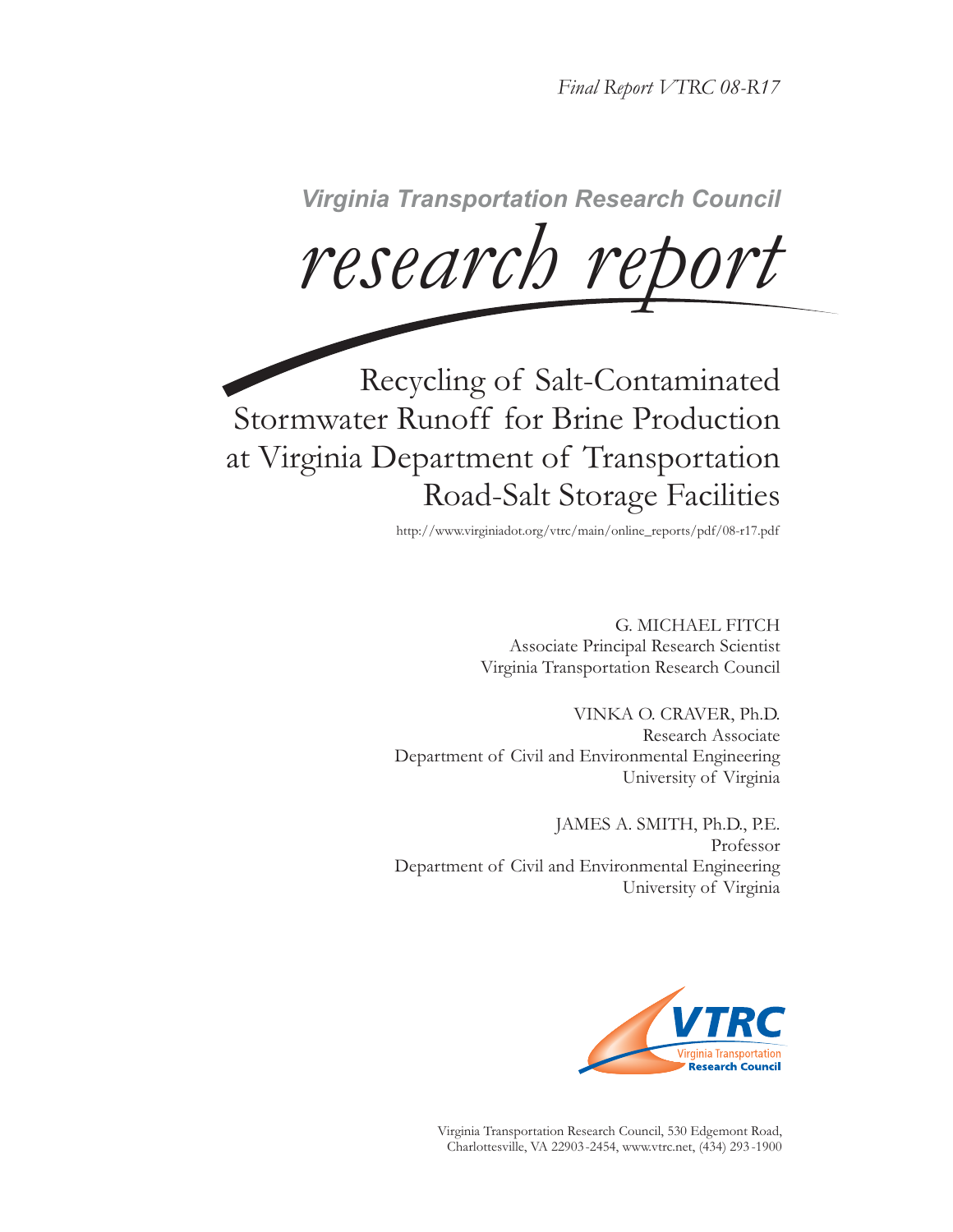*Final Report VTRC 08-R17*

***Virginia Transportation Research Council***

*research report*

# Recycling of Salt-Contaminated Stormwater Runoff for Brine Production at Virginia Department of Transportation Road-Salt Storage Facilities

http://www.virginiadot.org/vtrc/main/online_reports/pdf/08-r17.pdf

G. MICHAEL FITCH
Associate Principal Research Scientist
Virginia Transportation Research Council

VINKA O. CRAVER, Ph.D.
Research Associate
Department of Civil and Environmental Engineering
University of Virginia

JAMES A. SMITH, Ph.D., P.E.
Professor
Department of Civil and Environmental Engineering
University of Virginia

Virginia Transportation Research Council, 530 Edgemont Road, Charlottesville, VA 22903-2454, www.vtrc.net, (434) 293-1900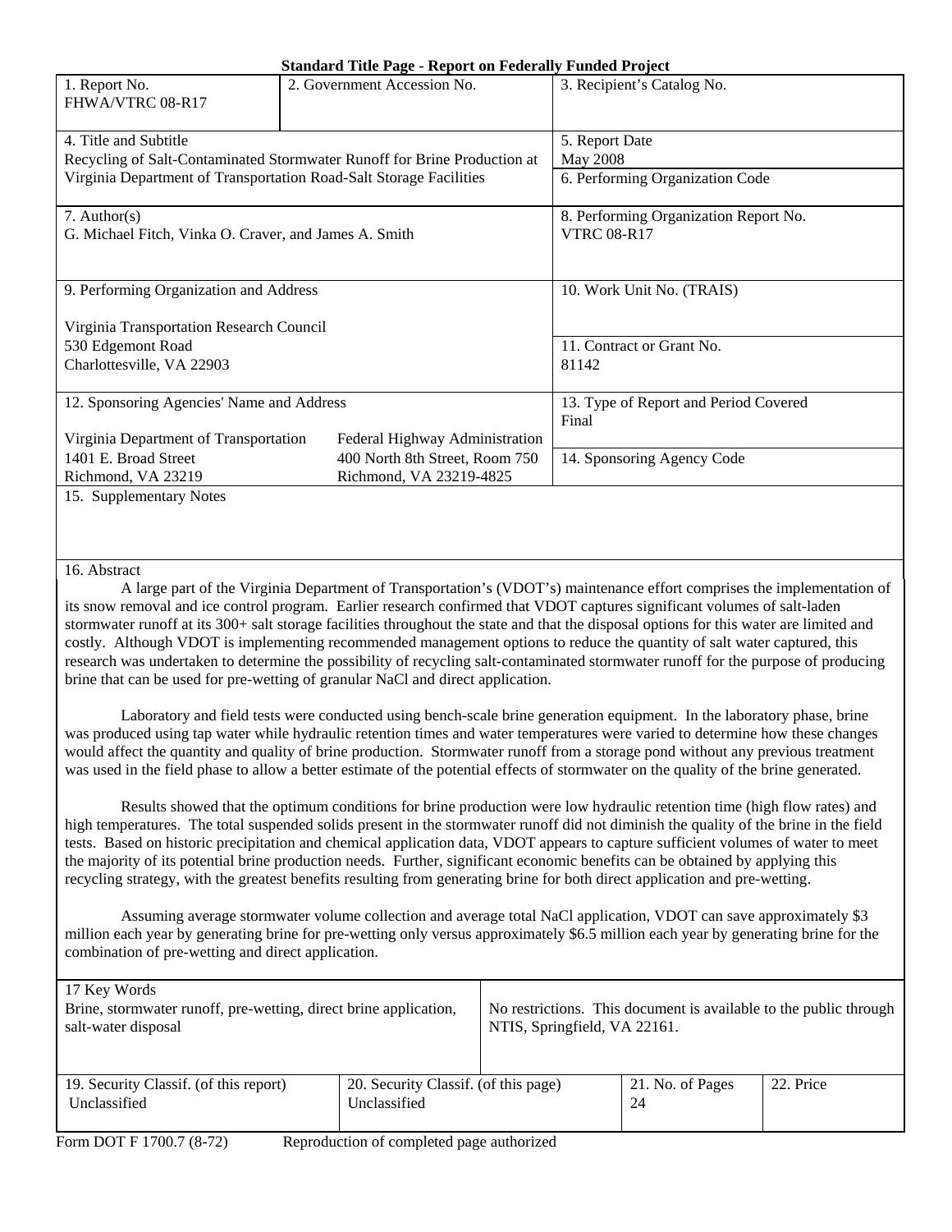**Standard Title Page - Report on Federally Funded Project**

| 1. Report No.<br>FHWA/VTRC 08-R17 | 2. Government Accession No. | 3. Recipient's Catalog No. |
|---|---|---|
| 4. Title and Subtitle<br>Recycling of Salt-Contaminated Stormwater Runoff for Brine Production at Virginia Department of Transportation Road-Salt Storage Facilities | | 5. Report Date<br>May 2008 |
| | | 6. Performing Organization Code |
| 7. Author(s)<br>G. Michael Fitch, Vinka O. Craver, and James A. Smith | | 8. Performing Organization Report No.<br>VTRC 08-R17 |
| 9. Performing Organization and Address<br><br>Virginia Transportation Research Council<br>530 Edgemont Road<br>Charlottesville, VA 22903 | | 10. Work Unit No. (TRAIS) |
| | | 11. Contract or Grant No.<br>81142 |
| 12. Sponsoring Agencies' Name and Address<br><br>Virginia Department of Transportation<br>1401 E. Broad Street<br>Richmond, VA 23219 | Federal Highway Administration<br>400 North 8th Street, Room 750<br>Richmond, VA 23219-4825 | 13. Type of Report and Period Covered<br>Final |
| | | 14. Sponsoring Agency Code |

15. Supplementary Notes

16. Abstract

A large part of the Virginia Department of Transportation's (VDOT's) maintenance effort comprises the implementation of its snow removal and ice control program. Earlier research confirmed that VDOT captures significant volumes of salt-laden stormwater runoff at its 300+ salt storage facilities throughout the state and that the disposal options for this water are limited and costly. Although VDOT is implementing recommended management options to reduce the quantity of salt water captured, this research was undertaken to determine the possibility of recycling salt-contaminated stormwater runoff for the purpose of producing brine that can be used for pre-wetting of granular NaCl and direct application.

Laboratory and field tests were conducted using bench-scale brine generation equipment. In the laboratory phase, brine was produced using tap water while hydraulic retention times and water temperatures were varied to determine how these changes would affect the quantity and quality of brine production. Stormwater runoff from a storage pond without any previous treatment was used in the field phase to allow a better estimate of the potential effects of stormwater on the quality of the brine generated.

Results showed that the optimum conditions for brine production were low hydraulic retention time (high flow rates) and high temperatures. The total suspended solids present in the stormwater runoff did not diminish the quality of the brine in the field tests. Based on historic precipitation and chemical application data, VDOT appears to capture sufficient volumes of water to meet the majority of its potential brine production needs. Further, significant economic benefits can be obtained by applying this recycling strategy, with the greatest benefits resulting from generating brine for both direct application and pre-wetting.

Assuming average stormwater volume collection and average total NaCl application, VDOT can save approximately $3 million each year by generating brine for pre-wetting only versus approximately $6.5 million each year by generating brine for the combination of pre-wetting and direct application.

| 17 Key Words<br>Brine, stormwater runoff, pre-wetting, direct brine application, salt-water disposal | | 18. Distribution Statement<br>No restrictions. This document is available to the public through NTIS, Springfield, VA 22161. | |
|---|---|---|---|
| 19. Security Classif. (of this report)<br>Unclassified | 20. Security Classif. (of this page)<br>Unclassified | 21. No. of Pages<br>24 | 22. Price |

Form DOT F 1700.7 (8-72) Reproduction of completed page authorized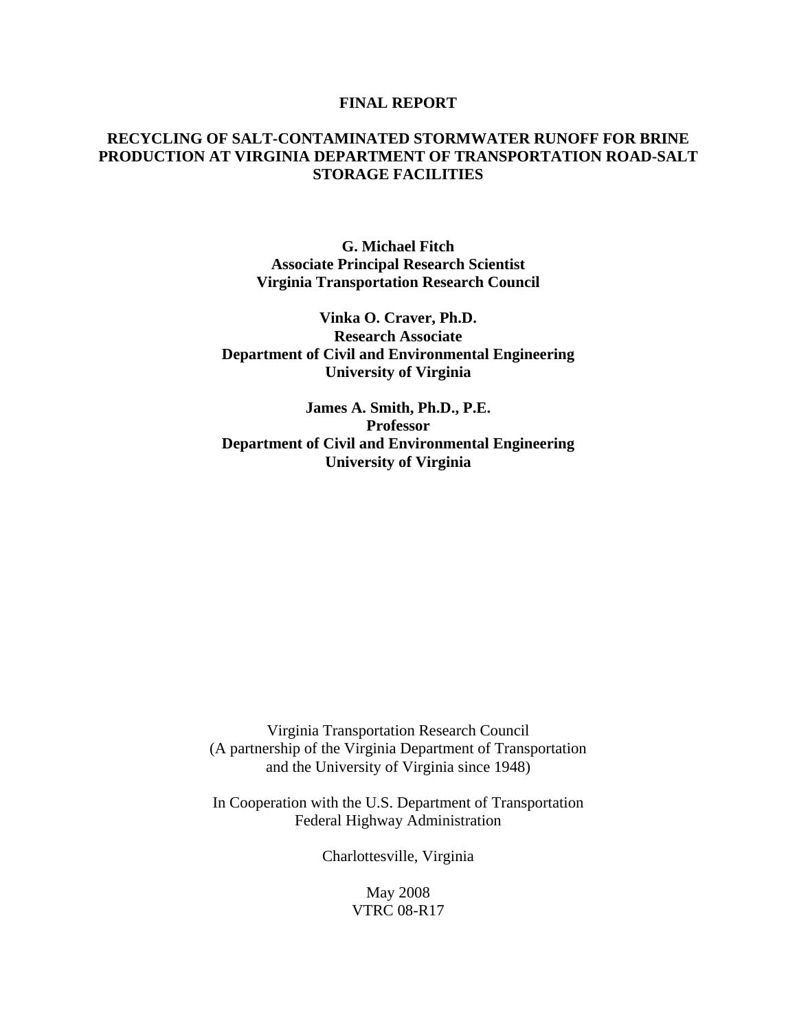**FINAL REPORT**

# RECYCLING OF SALT-CONTAMINATED STORMWATER RUNOFF FOR BRINE PRODUCTION AT VIRGINIA DEPARTMENT OF TRANSPORTATION ROAD-SALT STORAGE FACILITIES

**G. Michael Fitch**
**Associate Principal Research Scientist**
**Virginia Transportation Research Council**

**Vinka O. Craver, Ph.D.**
**Research Associate**
**Department of Civil and Environmental Engineering**
**University of Virginia**

**James A. Smith, Ph.D., P.E.**
**Professor**
**Department of Civil and Environmental Engineering**
**University of Virginia**

Virginia Transportation Research Council
(A partnership of the Virginia Department of Transportation
and the University of Virginia since 1948)

In Cooperation with the U.S. Department of Transportation
Federal Highway Administration

Charlottesville, Virginia

May 2008
VTRC 08-R17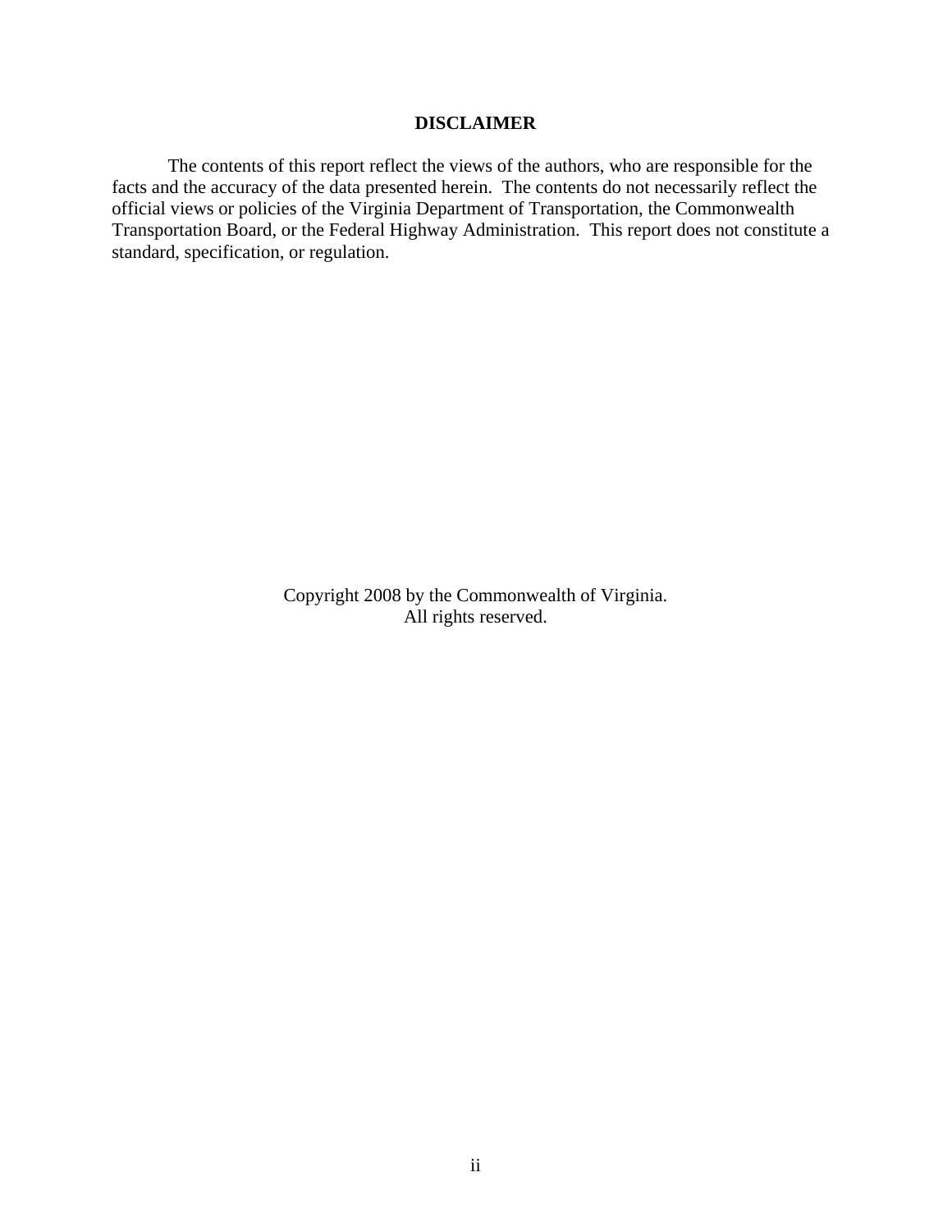## DISCLAIMER

The contents of this report reflect the views of the authors, who are responsible for the facts and the accuracy of the data presented herein. The contents do not necessarily reflect the official views or policies of the Virginia Department of Transportation, the Commonwealth Transportation Board, or the Federal Highway Administration. This report does not constitute a standard, specification, or regulation.

Copyright 2008 by the Commonwealth of Virginia.
All rights reserved.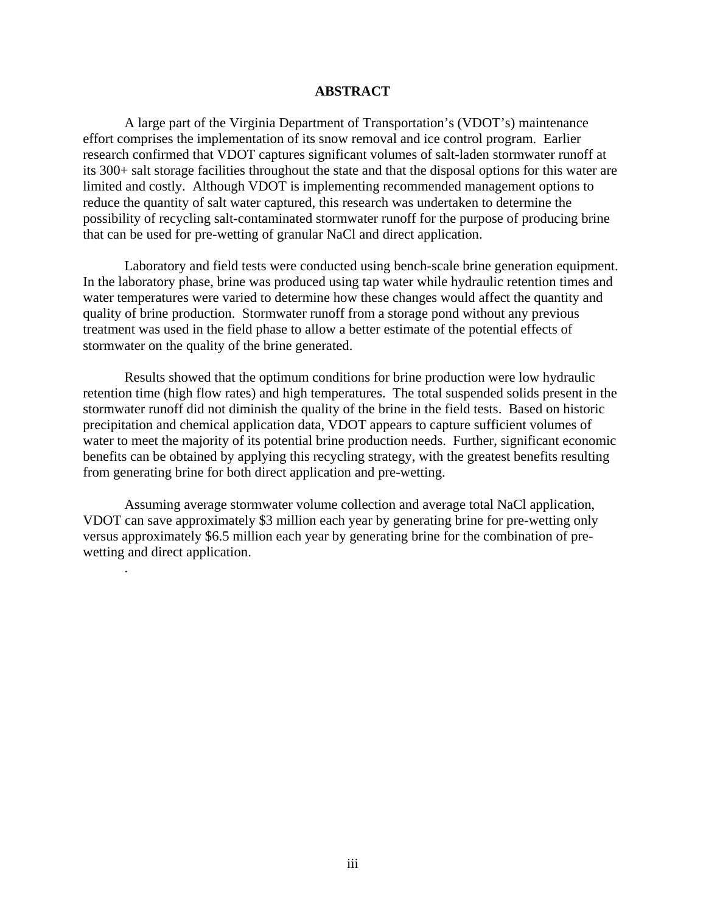# ABSTRACT

A large part of the Virginia Department of Transportation's (VDOT's) maintenance effort comprises the implementation of its snow removal and ice control program. Earlier research confirmed that VDOT captures significant volumes of salt-laden stormwater runoff at its 300+ salt storage facilities throughout the state and that the disposal options for this water are limited and costly. Although VDOT is implementing recommended management options to reduce the quantity of salt water captured, this research was undertaken to determine the possibility of recycling salt-contaminated stormwater runoff for the purpose of producing brine that can be used for pre-wetting of granular NaCl and direct application.

Laboratory and field tests were conducted using bench-scale brine generation equipment. In the laboratory phase, brine was produced using tap water while hydraulic retention times and water temperatures were varied to determine how these changes would affect the quantity and quality of brine production. Stormwater runoff from a storage pond without any previous treatment was used in the field phase to allow a better estimate of the potential effects of stormwater on the quality of the brine generated.

Results showed that the optimum conditions for brine production were low hydraulic retention time (high flow rates) and high temperatures. The total suspended solids present in the stormwater runoff did not diminish the quality of the brine in the field tests. Based on historic precipitation and chemical application data, VDOT appears to capture sufficient volumes of water to meet the majority of its potential brine production needs. Further, significant economic benefits can be obtained by applying this recycling strategy, with the greatest benefits resulting from generating brine for both direct application and pre-wetting.

Assuming average stormwater volume collection and average total NaCl application, VDOT can save approximately $3 million each year by generating brine for pre-wetting only versus approximately $6.5 million each year by generating brine for the combination of pre-wetting and direct application.

.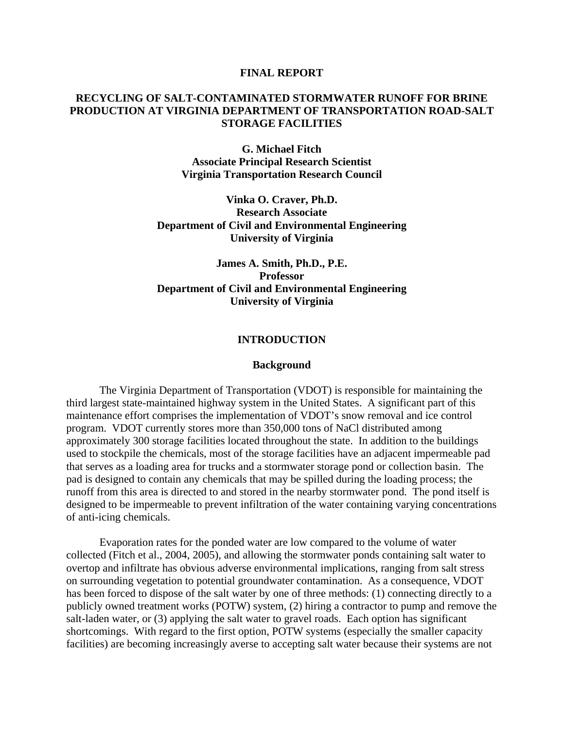**FINAL REPORT**

# RECYCLING OF SALT-CONTAMINATED STORMWATER RUNOFF FOR BRINE PRODUCTION AT VIRGINIA DEPARTMENT OF TRANSPORTATION ROAD-SALT STORAGE FACILITIES

**G. Michael Fitch**
**Associate Principal Research Scientist**
**Virginia Transportation Research Council**

**Vinka O. Craver, Ph.D.**
**Research Associate**
**Department of Civil and Environmental Engineering**
**University of Virginia**

**James A. Smith, Ph.D., P.E.**
**Professor**
**Department of Civil and Environmental Engineering**
**University of Virginia**

## INTRODUCTION

### Background

The Virginia Department of Transportation (VDOT) is responsible for maintaining the third largest state-maintained highway system in the United States. A significant part of this maintenance effort comprises the implementation of VDOT's snow removal and ice control program. VDOT currently stores more than 350,000 tons of NaCl distributed among approximately 300 storage facilities located throughout the state. In addition to the buildings used to stockpile the chemicals, most of the storage facilities have an adjacent impermeable pad that serves as a loading area for trucks and a stormwater storage pond or collection basin. The pad is designed to contain any chemicals that may be spilled during the loading process; the runoff from this area is directed to and stored in the nearby stormwater pond. The pond itself is designed to be impermeable to prevent infiltration of the water containing varying concentrations of anti-icing chemicals.

Evaporation rates for the ponded water are low compared to the volume of water collected (Fitch et al., 2004, 2005), and allowing the stormwater ponds containing salt water to overtop and infiltrate has obvious adverse environmental implications, ranging from salt stress on surrounding vegetation to potential groundwater contamination. As a consequence, VDOT has been forced to dispose of the salt water by one of three methods: (1) connecting directly to a publicly owned treatment works (POTW) system, (2) hiring a contractor to pump and remove the salt-laden water, or (3) applying the salt water to gravel roads. Each option has significant shortcomings. With regard to the first option, POTW systems (especially the smaller capacity facilities) are becoming increasingly averse to accepting salt water because their systems are not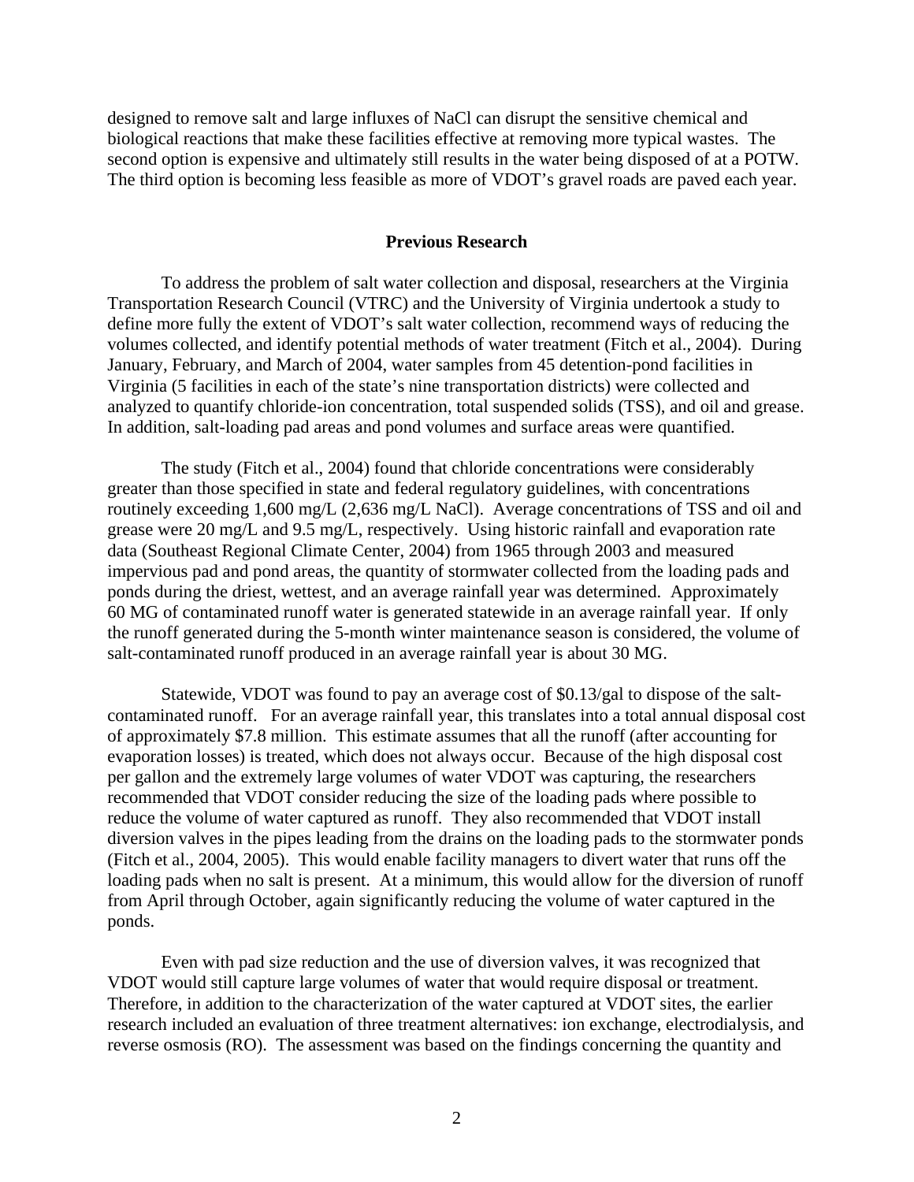designed to remove salt and large influxes of NaCl can disrupt the sensitive chemical and biological reactions that make these facilities effective at removing more typical wastes. The second option is expensive and ultimately still results in the water being disposed of at a POTW. The third option is becoming less feasible as more of VDOT's gravel roads are paved each year.

## Previous Research

To address the problem of salt water collection and disposal, researchers at the Virginia Transportation Research Council (VTRC) and the University of Virginia undertook a study to define more fully the extent of VDOT's salt water collection, recommend ways of reducing the volumes collected, and identify potential methods of water treatment (Fitch et al., 2004). During January, February, and March of 2004, water samples from 45 detention-pond facilities in Virginia (5 facilities in each of the state's nine transportation districts) were collected and analyzed to quantify chloride-ion concentration, total suspended solids (TSS), and oil and grease. In addition, salt-loading pad areas and pond volumes and surface areas were quantified.

The study (Fitch et al., 2004) found that chloride concentrations were considerably greater than those specified in state and federal regulatory guidelines, with concentrations routinely exceeding 1,600 mg/L (2,636 mg/L NaCl). Average concentrations of TSS and oil and grease were 20 mg/L and 9.5 mg/L, respectively. Using historic rainfall and evaporation rate data (Southeast Regional Climate Center, 2004) from 1965 through 2003 and measured impervious pad and pond areas, the quantity of stormwater collected from the loading pads and ponds during the driest, wettest, and an average rainfall year was determined. Approximately 60 MG of contaminated runoff water is generated statewide in an average rainfall year. If only the runoff generated during the 5-month winter maintenance season is considered, the volume of salt-contaminated runoff produced in an average rainfall year is about 30 MG.

Statewide, VDOT was found to pay an average cost of $0.13/gal to dispose of the salt-contaminated runoff. For an average rainfall year, this translates into a total annual disposal cost of approximately $7.8 million. This estimate assumes that all the runoff (after accounting for evaporation losses) is treated, which does not always occur. Because of the high disposal cost per gallon and the extremely large volumes of water VDOT was capturing, the researchers recommended that VDOT consider reducing the size of the loading pads where possible to reduce the volume of water captured as runoff. They also recommended that VDOT install diversion valves in the pipes leading from the drains on the loading pads to the stormwater ponds (Fitch et al., 2004, 2005). This would enable facility managers to divert water that runs off the loading pads when no salt is present. At a minimum, this would allow for the diversion of runoff from April through October, again significantly reducing the volume of water captured in the ponds.

Even with pad size reduction and the use of diversion valves, it was recognized that VDOT would still capture large volumes of water that would require disposal or treatment. Therefore, in addition to the characterization of the water captured at VDOT sites, the earlier research included an evaluation of three treatment alternatives: ion exchange, electrodialysis, and reverse osmosis (RO). The assessment was based on the findings concerning the quantity and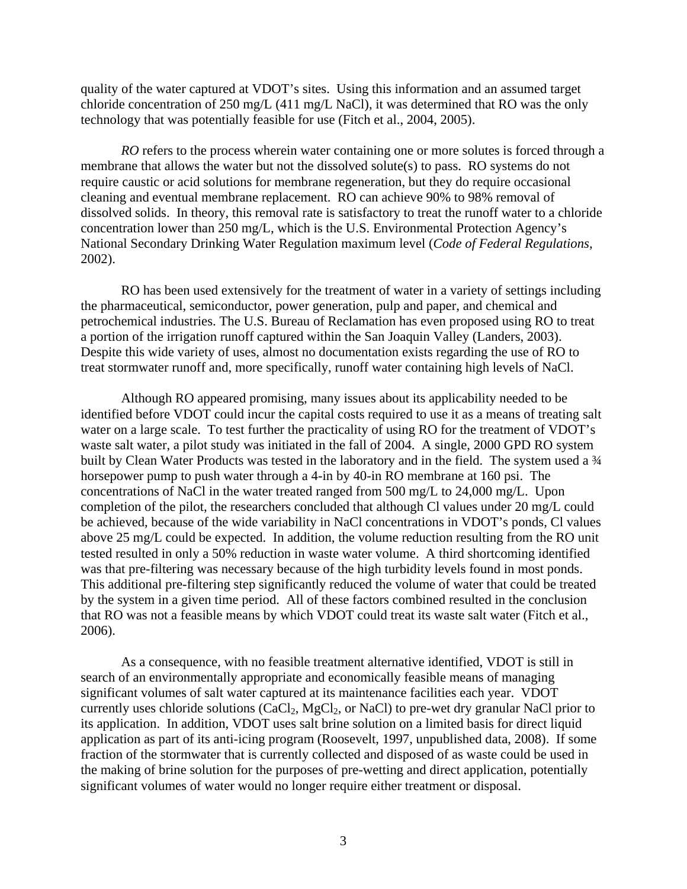quality of the water captured at VDOT's sites. Using this information and an assumed target chloride concentration of 250 mg/L (411 mg/L NaCl), it was determined that RO was the only technology that was potentially feasible for use (Fitch et al., 2004, 2005).

*RO* refers to the process wherein water containing one or more solutes is forced through a membrane that allows the water but not the dissolved solute(s) to pass. RO systems do not require caustic or acid solutions for membrane regeneration, but they do require occasional cleaning and eventual membrane replacement. RO can achieve 90% to 98% removal of dissolved solids. In theory, this removal rate is satisfactory to treat the runoff water to a chloride concentration lower than 250 mg/L, which is the U.S. Environmental Protection Agency's National Secondary Drinking Water Regulation maximum level (*Code of Federal Regulations*, 2002).

RO has been used extensively for the treatment of water in a variety of settings including the pharmaceutical, semiconductor, power generation, pulp and paper, and chemical and petrochemical industries. The U.S. Bureau of Reclamation has even proposed using RO to treat a portion of the irrigation runoff captured within the San Joaquin Valley (Landers, 2003). Despite this wide variety of uses, almost no documentation exists regarding the use of RO to treat stormwater runoff and, more specifically, runoff water containing high levels of NaCl.

Although RO appeared promising, many issues about its applicability needed to be identified before VDOT could incur the capital costs required to use it as a means of treating salt water on a large scale. To test further the practicality of using RO for the treatment of VDOT's waste salt water, a pilot study was initiated in the fall of 2004. A single, 2000 GPD RO system built by Clean Water Products was tested in the laboratory and in the field. The system used a ¾ horsepower pump to push water through a 4-in by 40-in RO membrane at 160 psi. The concentrations of NaCl in the water treated ranged from 500 mg/L to 24,000 mg/L. Upon completion of the pilot, the researchers concluded that although Cl values under 20 mg/L could be achieved, because of the wide variability in NaCl concentrations in VDOT's ponds, Cl values above 25 mg/L could be expected. In addition, the volume reduction resulting from the RO unit tested resulted in only a 50% reduction in waste water volume. A third shortcoming identified was that pre-filtering was necessary because of the high turbidity levels found in most ponds. This additional pre-filtering step significantly reduced the volume of water that could be treated by the system in a given time period. All of these factors combined resulted in the conclusion that RO was not a feasible means by which VDOT could treat its waste salt water (Fitch et al., 2006).

As a consequence, with no feasible treatment alternative identified, VDOT is still in search of an environmentally appropriate and economically feasible means of managing significant volumes of salt water captured at its maintenance facilities each year. VDOT currently uses chloride solutions ($CaCl_2$, $MgCl_2$, or NaCl) to pre-wet dry granular NaCl prior to its application. In addition, VDOT uses salt brine solution on a limited basis for direct liquid application as part of its anti-icing program (Roosevelt, 1997, unpublished data, 2008). If some fraction of the stormwater that is currently collected and disposed of as waste could be used in the making of brine solution for the purposes of pre-wetting and direct application, potentially significant volumes of water would no longer require either treatment or disposal.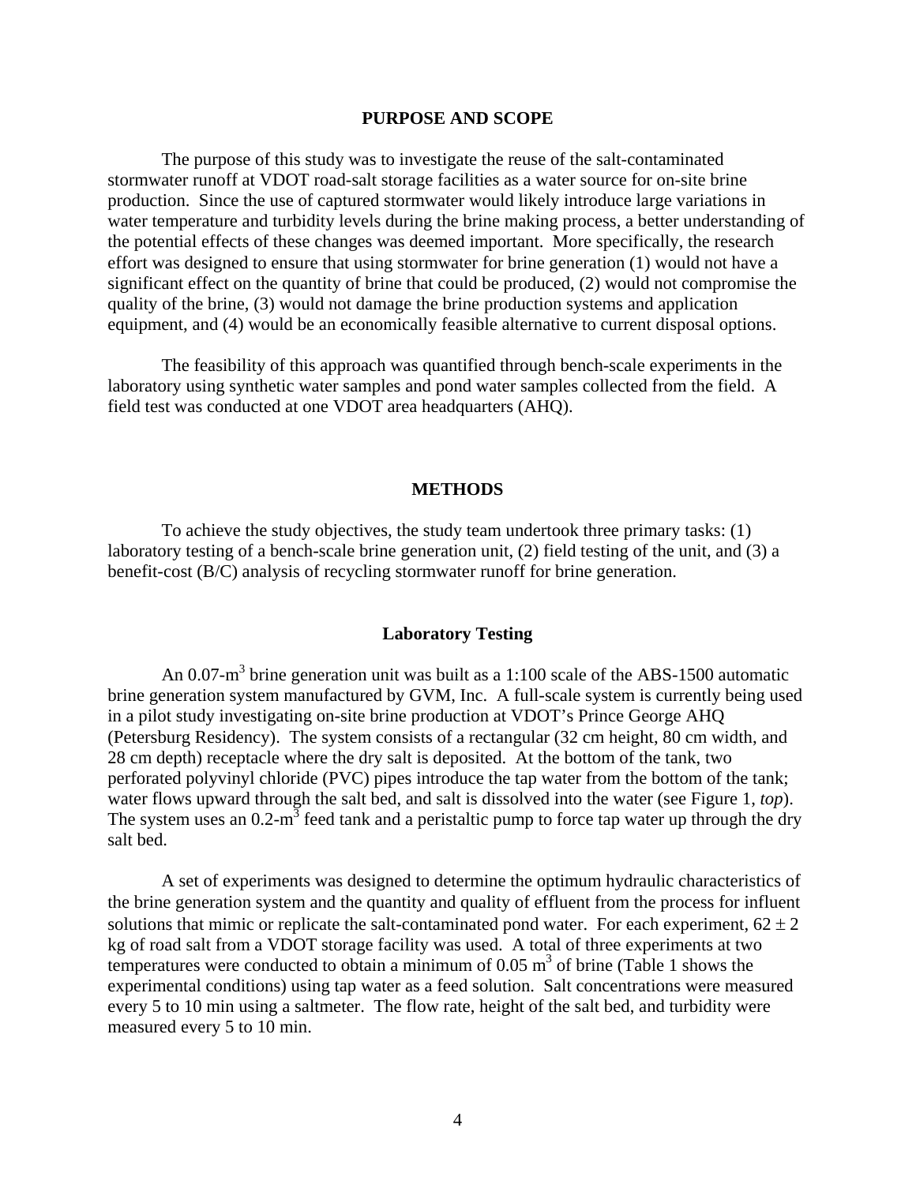## PURPOSE AND SCOPE

The purpose of this study was to investigate the reuse of the salt-contaminated stormwater runoff at VDOT road-salt storage facilities as a water source for on-site brine production. Since the use of captured stormwater would likely introduce large variations in water temperature and turbidity levels during the brine making process, a better understanding of the potential effects of these changes was deemed important. More specifically, the research effort was designed to ensure that using stormwater for brine generation (1) would not have a significant effect on the quantity of brine that could be produced, (2) would not compromise the quality of the brine, (3) would not damage the brine production systems and application equipment, and (4) would be an economically feasible alternative to current disposal options.

The feasibility of this approach was quantified through bench-scale experiments in the laboratory using synthetic water samples and pond water samples collected from the field. A field test was conducted at one VDOT area headquarters (AHQ).

## METHODS

To achieve the study objectives, the study team undertook three primary tasks: (1) laboratory testing of a bench-scale brine generation unit, (2) field testing of the unit, and (3) a benefit-cost (B/C) analysis of recycling stormwater runoff for brine generation.

### Laboratory Testing

An 0.07-$m^3$ brine generation unit was built as a 1:100 scale of the ABS-1500 automatic brine generation system manufactured by GVM, Inc. A full-scale system is currently being used in a pilot study investigating on-site brine production at VDOT's Prince George AHQ (Petersburg Residency). The system consists of a rectangular (32 cm height, 80 cm width, and 28 cm depth) receptacle where the dry salt is deposited. At the bottom of the tank, two perforated polyvinyl chloride (PVC) pipes introduce the tap water from the bottom of the tank; water flows upward through the salt bed, and salt is dissolved into the water (see Figure 1, *top*). The system uses an 0.2-$m^3$ feed tank and a peristaltic pump to force tap water up through the dry salt bed.

A set of experiments was designed to determine the optimum hydraulic characteristics of the brine generation system and the quantity and quality of effluent from the process for influent solutions that mimic or replicate the salt-contaminated pond water. For each experiment, $62 \pm 2$ kg of road salt from a VDOT storage facility was used. A total of three experiments at two temperatures were conducted to obtain a minimum of 0.05 $m^3$ of brine (Table 1 shows the experimental conditions) using tap water as a feed solution. Salt concentrations were measured every 5 to 10 min using a saltmeter. The flow rate, height of the salt bed, and turbidity were measured every 5 to 10 min.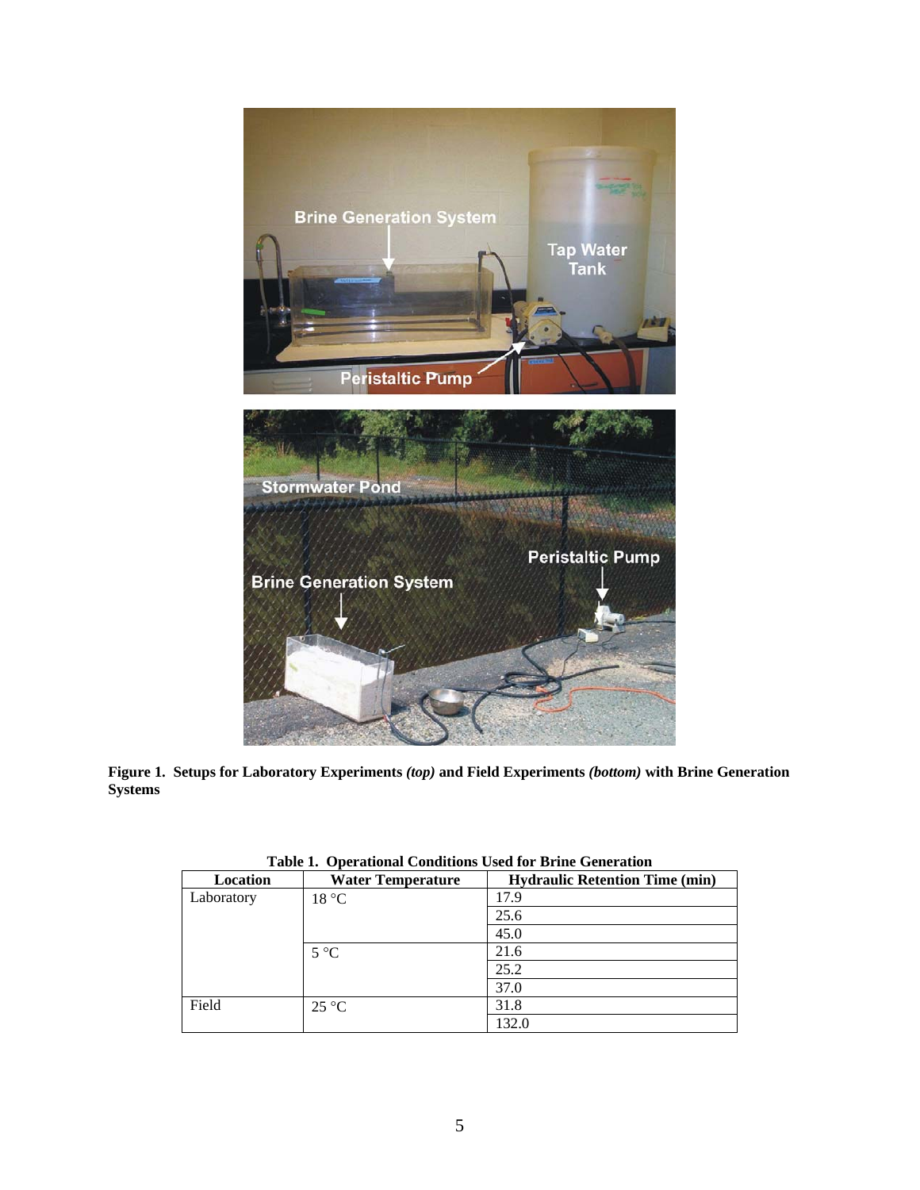**Figure 1. Setups for Laboratory Experiments *(top)* and Field Experiments *(bottom)* with Brine Generation Systems**

**Table 1. Operational Conditions Used for Brine Generation**

| Location | Water Temperature | Hydraulic Retention Time (min) |
|---|---|---|
| Laboratory | 18 °C | 17.9 |
| | | 25.6 |
| | | 45.0 |
| | 5 °C | 21.6 |
| | | 25.2 |
| | | 37.0 |
| Field | 25 °C | 31.8 |
| | | 132.0 |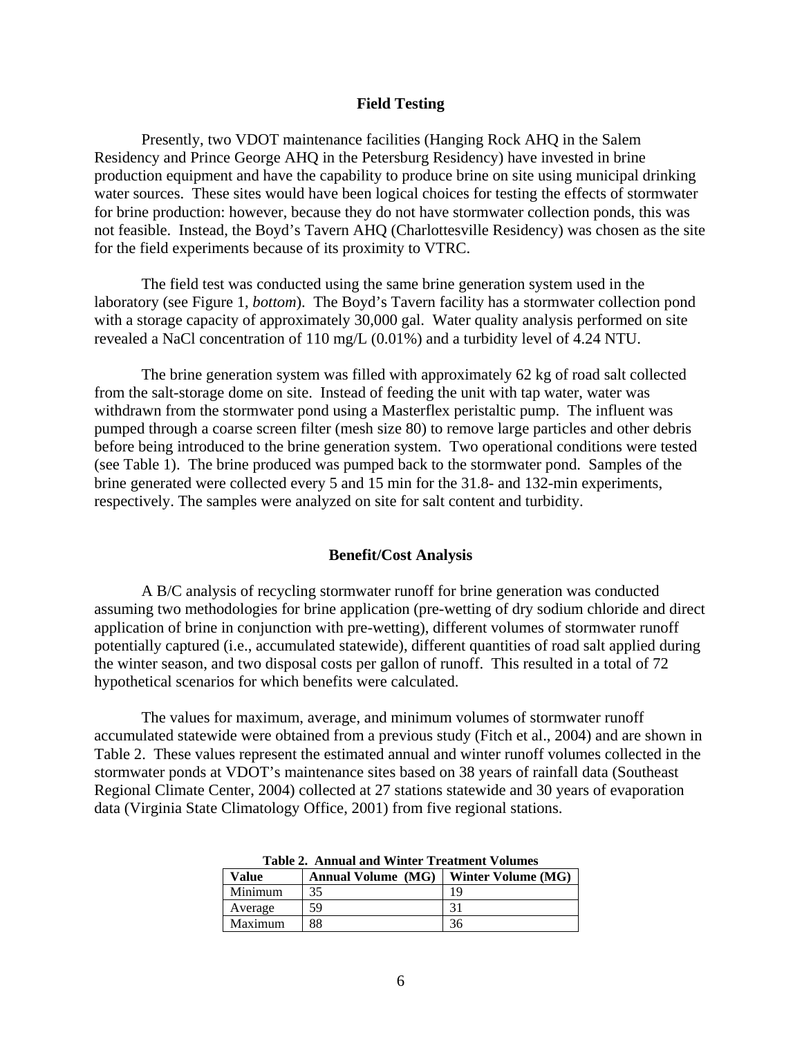## Field Testing

Presently, two VDOT maintenance facilities (Hanging Rock AHQ in the Salem Residency and Prince George AHQ in the Petersburg Residency) have invested in brine production equipment and have the capability to produce brine on site using municipal drinking water sources. These sites would have been logical choices for testing the effects of stormwater for brine production: however, because they do not have stormwater collection ponds, this was not feasible. Instead, the Boyd's Tavern AHQ (Charlottesville Residency) was chosen as the site for the field experiments because of its proximity to VTRC.

The field test was conducted using the same brine generation system used in the laboratory (see Figure 1, *bottom*). The Boyd's Tavern facility has a stormwater collection pond with a storage capacity of approximately 30,000 gal. Water quality analysis performed on site revealed a NaCl concentration of 110 mg/L (0.01%) and a turbidity level of 4.24 NTU.

The brine generation system was filled with approximately 62 kg of road salt collected from the salt-storage dome on site. Instead of feeding the unit with tap water, water was withdrawn from the stormwater pond using a Masterflex peristaltic pump. The influent was pumped through a coarse screen filter (mesh size 80) to remove large particles and other debris before being introduced to the brine generation system. Two operational conditions were tested (see Table 1). The brine produced was pumped back to the stormwater pond. Samples of the brine generated were collected every 5 and 15 min for the 31.8- and 132-min experiments, respectively. The samples were analyzed on site for salt content and turbidity.

## Benefit/Cost Analysis

A B/C analysis of recycling stormwater runoff for brine generation was conducted assuming two methodologies for brine application (pre-wetting of dry sodium chloride and direct application of brine in conjunction with pre-wetting), different volumes of stormwater runoff potentially captured (i.e., accumulated statewide), different quantities of road salt applied during the winter season, and two disposal costs per gallon of runoff. This resulted in a total of 72 hypothetical scenarios for which benefits were calculated.

The values for maximum, average, and minimum volumes of stormwater runoff accumulated statewide were obtained from a previous study (Fitch et al., 2004) and are shown in Table 2. These values represent the estimated annual and winter runoff volumes collected in the stormwater ponds at VDOT's maintenance sites based on 38 years of rainfall data (Southeast Regional Climate Center, 2004) collected at 27 stations statewide and 30 years of evaporation data (Virginia State Climatology Office, 2001) from five regional stations.

**Table 2. Annual and Winter Treatment Volumes**

| Value | Annual Volume (MG) | Winter Volume (MG) |
|---|---|---|
| Minimum | 35 | 19 |
| Average | 59 | 31 |
| Maximum | 88 | 36 |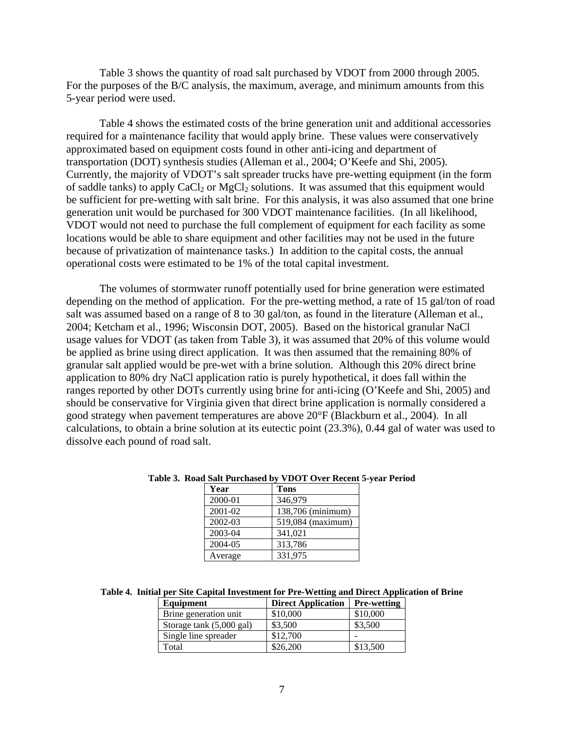Table 3 shows the quantity of road salt purchased by VDOT from 2000 through 2005. For the purposes of the B/C analysis, the maximum, average, and minimum amounts from this 5-year period were used.

Table 4 shows the estimated costs of the brine generation unit and additional accessories required for a maintenance facility that would apply brine. These values were conservatively approximated based on equipment costs found in other anti-icing and department of transportation (DOT) synthesis studies (Alleman et al., 2004; O'Keefe and Shi, 2005). Currently, the majority of VDOT's salt spreader trucks have pre-wetting equipment (in the form of saddle tanks) to apply $CaCl_2$ or $MgCl_2$ solutions. It was assumed that this equipment would be sufficient for pre-wetting with salt brine. For this analysis, it was also assumed that one brine generation unit would be purchased for 300 VDOT maintenance facilities. (In all likelihood, VDOT would not need to purchase the full complement of equipment for each facility as some locations would be able to share equipment and other facilities may not be used in the future because of privatization of maintenance tasks.) In addition to the capital costs, the annual operational costs were estimated to be 1% of the total capital investment.

The volumes of stormwater runoff potentially used for brine generation were estimated depending on the method of application. For the pre-wetting method, a rate of 15 gal/ton of road salt was assumed based on a range of 8 to 30 gal/ton, as found in the literature (Alleman et al., 2004; Ketcham et al., 1996; Wisconsin DOT, 2005). Based on the historical granular NaCl usage values for VDOT (as taken from Table 3), it was assumed that 20% of this volume would be applied as brine using direct application. It was then assumed that the remaining 80% of granular salt applied would be pre-wet with a brine solution. Although this 20% direct brine application to 80% dry NaCl application ratio is purely hypothetical, it does fall within the ranges reported by other DOTs currently using brine for anti-icing (O'Keefe and Shi, 2005) and should be conservative for Virginia given that direct brine application is normally considered a good strategy when pavement temperatures are above 20°F (Blackburn et al., 2004). In all calculations, to obtain a brine solution at its eutectic point (23.3%), 0.44 gal of water was used to dissolve each pound of road salt.

**Table 3. Road Salt Purchased by VDOT Over Recent 5-year Period**

| Year | Tons |
|---|---|
| 2000-01 | 346,979 |
| 2001-02 | 138,706 (minimum) |
| 2002-03 | 519,084 (maximum) |
| 2003-04 | 341,021 |
| 2004-05 | 313,786 |
| Average | 331,975 |

**Table 4. Initial per Site Capital Investment for Pre-Wetting and Direct Application of Brine**

| Equipment | Direct Application | Pre-wetting |
|---|---|---|
| Brine generation unit | $10,000 | $10,000 |
| Storage tank (5,000 gal) | $3,500 | $3,500 |
| Single line spreader | $12,700 | - |
| Total | $26,200 | $13,500 |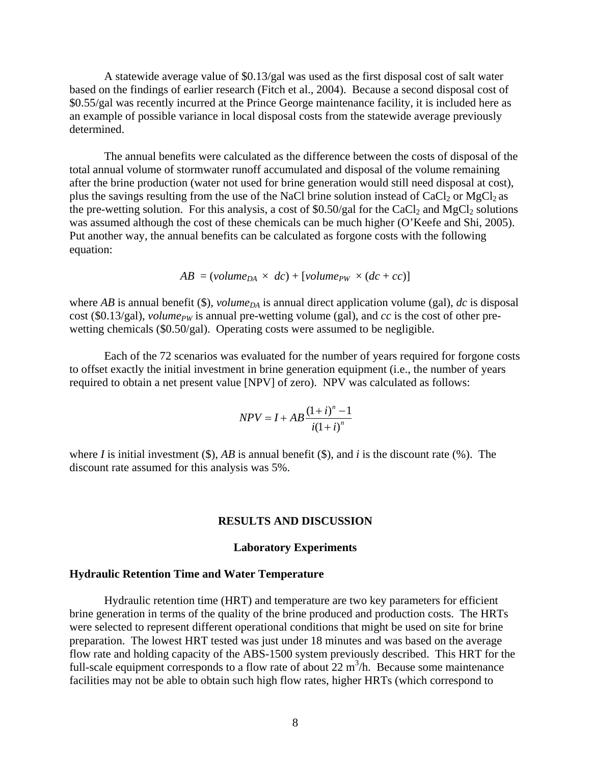A statewide average value of \$0.13/gal was used as the first disposal cost of salt water based on the findings of earlier research (Fitch et al., 2004). Because a second disposal cost of \$0.55/gal was recently incurred at the Prince George maintenance facility, it is included here as an example of possible variance in local disposal costs from the statewide average previously determined.

The annual benefits were calculated as the difference between the costs of disposal of the total annual volume of stormwater runoff accumulated and disposal of the volume remaining after the brine production (water not used for brine generation would still need disposal at cost), plus the savings resulting from the use of the NaCl brine solution instead of $CaCl_2$ or $MgCl_2$ as the pre-wetting solution. For this analysis, a cost of \$0.50/gal for the $CaCl_2$ and $MgCl_2$ solutions was assumed although the cost of these chemicals can be much higher (O'Keefe and Shi, 2005). Put another way, the annual benefits can be calculated as forgone costs with the following equation:

$$AB = (volume_{DA} \times dc) + [volume_{PW} \times (dc + cc)]$$

where $AB$ is annual benefit (\$), $volume_{DA}$ is annual direct application volume (gal), $dc$ is disposal cost (\$0.13/gal), $volume_{PW}$ is annual pre-wetting volume (gal), and $cc$ is the cost of other pre-wetting chemicals (\$0.50/gal). Operating costs were assumed to be negligible.

Each of the 72 scenarios was evaluated for the number of years required for forgone costs to offset exactly the initial investment in brine generation equipment (i.e., the number of years required to obtain a net present value [NPV] of zero). NPV was calculated as follows:

$$NPV = I + AB\frac{(1+i)^n - 1}{i(1+i)^n}$$

where $I$ is initial investment (\$), $AB$ is annual benefit (\$), and $i$ is the discount rate (%). The discount rate assumed for this analysis was 5%.

## RESULTS AND DISCUSSION

### Laboratory Experiments

#### Hydraulic Retention Time and Water Temperature

Hydraulic retention time (HRT) and temperature are two key parameters for efficient brine generation in terms of the quality of the brine produced and production costs. The HRTs were selected to represent different operational conditions that might be used on site for brine preparation. The lowest HRT tested was just under 18 minutes and was based on the average flow rate and holding capacity of the ABS-1500 system previously described. This HRT for the full-scale equipment corresponds to a flow rate of about 22 $m^3$/h. Because some maintenance facilities may not be able to obtain such high flow rates, higher HRTs (which correspond to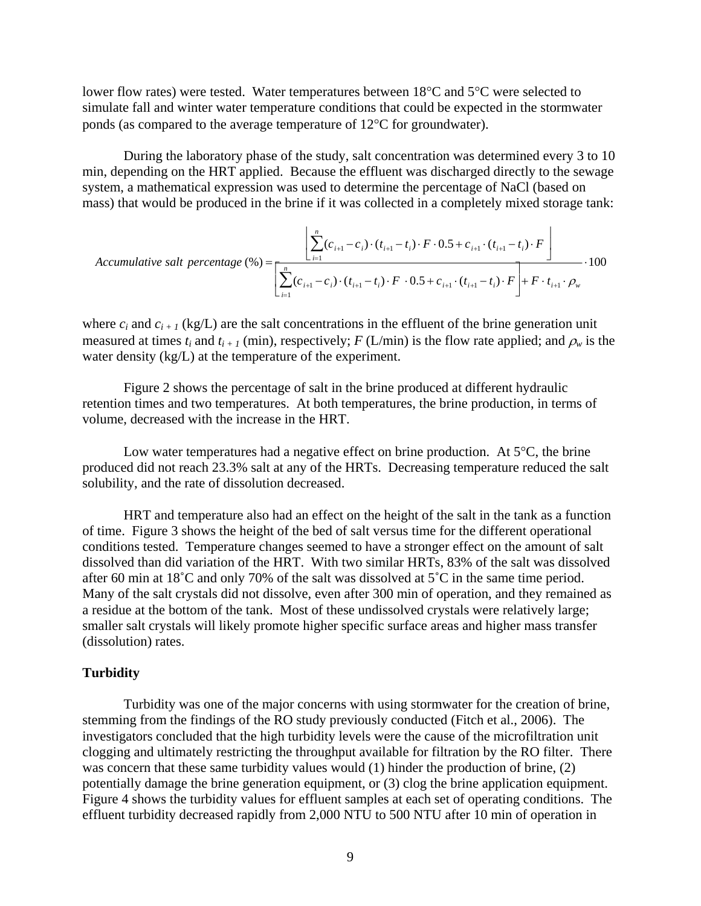lower flow rates) were tested. Water temperatures between 18°C and 5°C were selected to simulate fall and winter water temperature conditions that could be expected in the stormwater ponds (as compared to the average temperature of 12°C for groundwater).

During the laboratory phase of the study, salt concentration was determined every 3 to 10 min, depending on the HRT applied. Because the effluent was discharged directly to the sewage system, a mathematical expression was used to determine the percentage of NaCl (based on mass) that would be produced in the brine if it was collected in a completely mixed storage tank:

$$Accumulative\ salt\ percentage\ (\%) = \frac{\left[\sum_{i=1}^{n}(c_{i+1}-c_i)\cdot(t_{i+1}-t_i)\cdot F\cdot 0.5 + c_{i+1}\cdot(t_{i+1}-t_i)\cdot F\right]}{\left[\sum_{i=1}^{n}(c_{i+1}-c_i)\cdot(t_{i+1}-t_i)\cdot F\ \cdot 0.5 + c_{i+1}\cdot(t_{i+1}-t_i)\cdot F\right] + F\cdot t_{i+1}\cdot\rho_w}\cdot 100$$

where $c_i$ and $c_{i+1}$ (kg/L) are the salt concentrations in the effluent of the brine generation unit measured at times $t_i$ and $t_{i+1}$ (min), respectively; $F$ (L/min) is the flow rate applied; and $\rho_w$ is the water density (kg/L) at the temperature of the experiment.

Figure 2 shows the percentage of salt in the brine produced at different hydraulic retention times and two temperatures. At both temperatures, the brine production, in terms of volume, decreased with the increase in the HRT.

Low water temperatures had a negative effect on brine production. At 5°C, the brine produced did not reach 23.3% salt at any of the HRTs. Decreasing temperature reduced the salt solubility, and the rate of dissolution decreased.

HRT and temperature also had an effect on the height of the salt in the tank as a function of time. Figure 3 shows the height of the bed of salt versus time for the different operational conditions tested. Temperature changes seemed to have a stronger effect on the amount of salt dissolved than did variation of the HRT. With two similar HRTs, 83% of the salt was dissolved after 60 min at 18˚C and only 70% of the salt was dissolved at 5˚C in the same time period. Many of the salt crystals did not dissolve, even after 300 min of operation, and they remained as a residue at the bottom of the tank. Most of these undissolved crystals were relatively large; smaller salt crystals will likely promote higher specific surface areas and higher mass transfer (dissolution) rates.

**Turbidity**

Turbidity was one of the major concerns with using stormwater for the creation of brine, stemming from the findings of the RO study previously conducted (Fitch et al., 2006). The investigators concluded that the high turbidity levels were the cause of the microfiltration unit clogging and ultimately restricting the throughput available for filtration by the RO filter. There was concern that these same turbidity values would (1) hinder the production of brine, (2) potentially damage the brine generation equipment, or (3) clog the brine application equipment. Figure 4 shows the turbidity values for effluent samples at each set of operating conditions. The effluent turbidity decreased rapidly from 2,000 NTU to 500 NTU after 10 min of operation in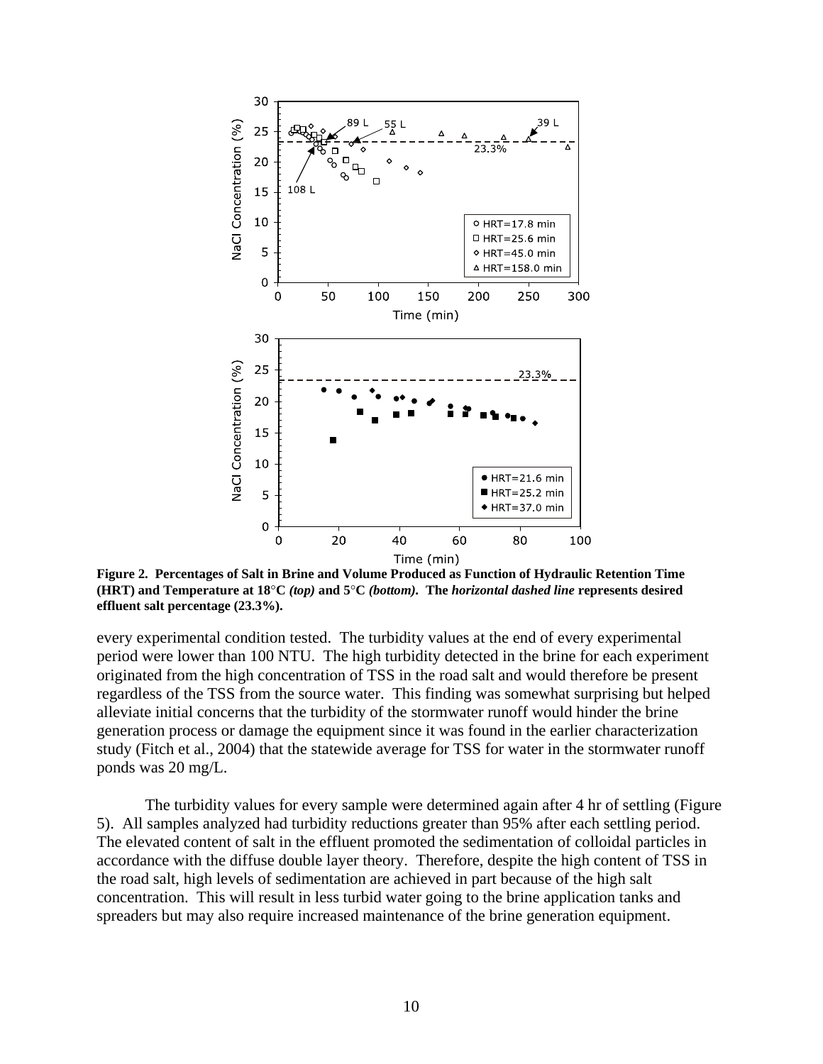**Figure 2. Percentages of Salt in Brine and Volume Produced as Function of Hydraulic Retention Time (HRT) and Temperature at 18°C *(top)* and 5°C *(bottom)*. The *horizontal dashed line* represents desired effluent salt percentage (23.3%).**

every experimental condition tested. The turbidity values at the end of every experimental period were lower than 100 NTU. The high turbidity detected in the brine for each experiment originated from the high concentration of TSS in the road salt and would therefore be present regardless of the TSS from the source water. This finding was somewhat surprising but helped alleviate initial concerns that the turbidity of the stormwater runoff would hinder the brine generation process or damage the equipment since it was found in the earlier characterization study (Fitch et al., 2004) that the statewide average for TSS for water in the stormwater runoff ponds was 20 mg/L.

The turbidity values for every sample were determined again after 4 hr of settling (Figure 5). All samples analyzed had turbidity reductions greater than 95% after each settling period. The elevated content of salt in the effluent promoted the sedimentation of colloidal particles in accordance with the diffuse double layer theory. Therefore, despite the high content of TSS in the road salt, high levels of sedimentation are achieved in part because of the high salt concentration. This will result in less turbid water going to the brine application tanks and spreaders but may also require increased maintenance of the brine generation equipment.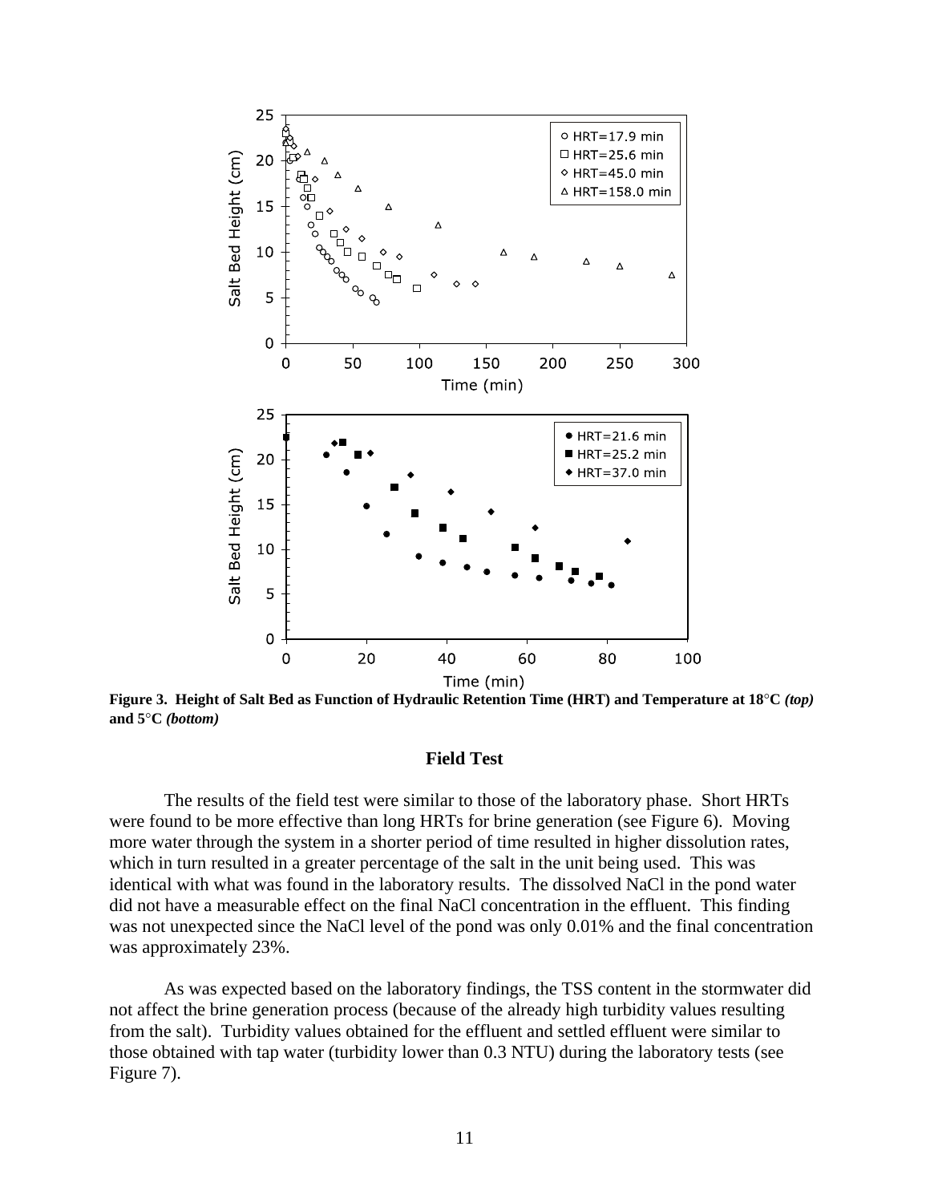**Figure 3. Height of Salt Bed as Function of Hydraulic Retention Time (HRT) and Temperature at 18°C *(top)* and 5°C *(bottom)***

### Field Test

The results of the field test were similar to those of the laboratory phase. Short HRTs were found to be more effective than long HRTs for brine generation (see Figure 6). Moving more water through the system in a shorter period of time resulted in higher dissolution rates, which in turn resulted in a greater percentage of the salt in the unit being used. This was identical with what was found in the laboratory results. The dissolved NaCl in the pond water did not have a measurable effect on the final NaCl concentration in the effluent. This finding was not unexpected since the NaCl level of the pond was only 0.01% and the final concentration was approximately 23%.

As was expected based on the laboratory findings, the TSS content in the stormwater did not affect the brine generation process (because of the already high turbidity values resulting from the salt). Turbidity values obtained for the effluent and settled effluent were similar to those obtained with tap water (turbidity lower than 0.3 NTU) during the laboratory tests (see Figure 7).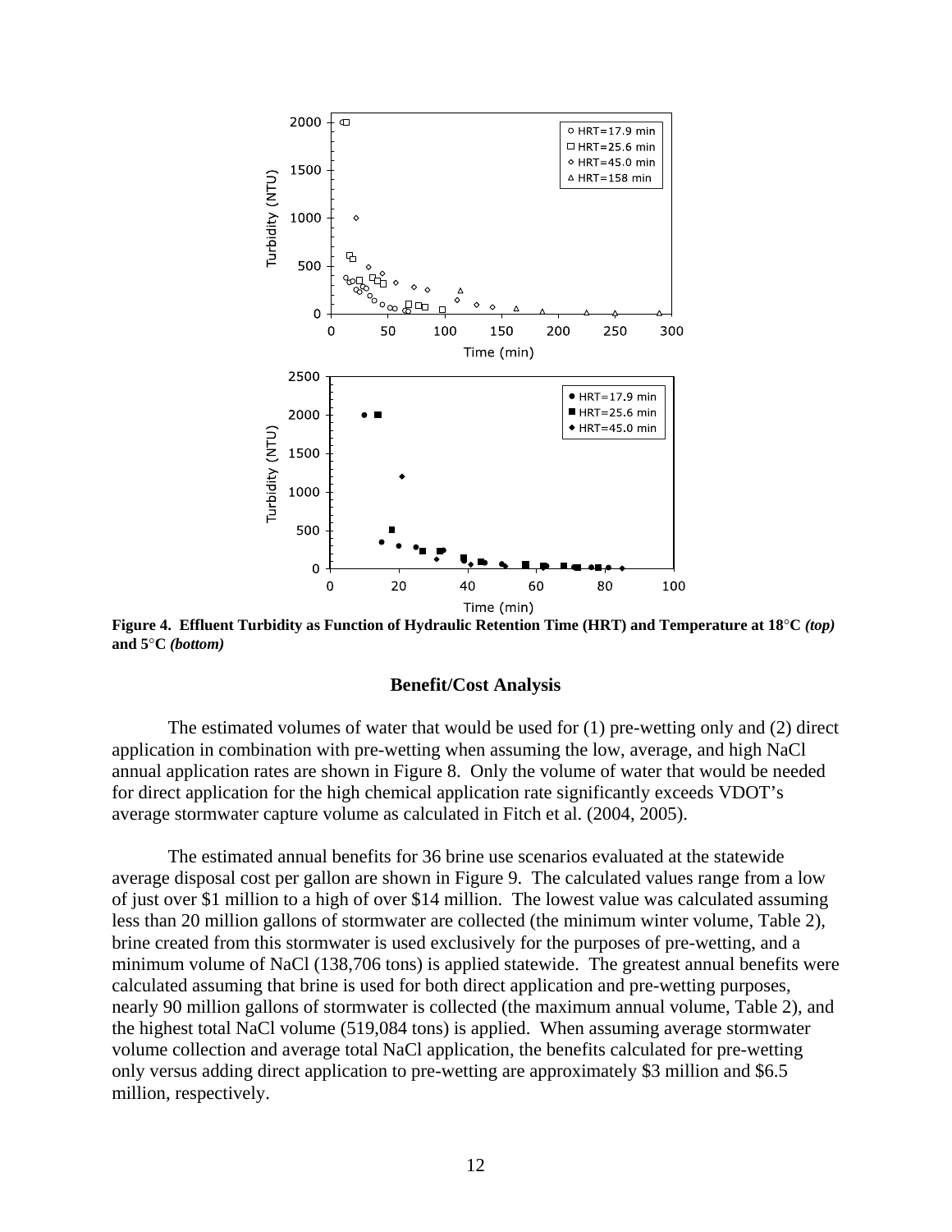**Figure 4. Effluent Turbidity as Function of Hydraulic Retention Time (HRT) and Temperature at 18°C *(top)* and 5°C *(bottom)***

## Benefit/Cost Analysis

The estimated volumes of water that would be used for (1) pre-wetting only and (2) direct application in combination with pre-wetting when assuming the low, average, and high NaCl annual application rates are shown in Figure 8. Only the volume of water that would be needed for direct application for the high chemical application rate significantly exceeds VDOT's average stormwater capture volume as calculated in Fitch et al. (2004, 2005).

The estimated annual benefits for 36 brine use scenarios evaluated at the statewide average disposal cost per gallon are shown in Figure 9. The calculated values range from a low of just over $1 million to a high of over $14 million. The lowest value was calculated assuming less than 20 million gallons of stormwater are collected (the minimum winter volume, Table 2), brine created from this stormwater is used exclusively for the purposes of pre-wetting, and a minimum volume of NaCl (138,706 tons) is applied statewide. The greatest annual benefits were calculated assuming that brine is used for both direct application and pre-wetting purposes, nearly 90 million gallons of stormwater is collected (the maximum annual volume, Table 2), and the highest total NaCl volume (519,084 tons) is applied. When assuming average stormwater volume collection and average total NaCl application, the benefits calculated for pre-wetting only versus adding direct application to pre-wetting are approximately $3 million and $6.5 million, respectively.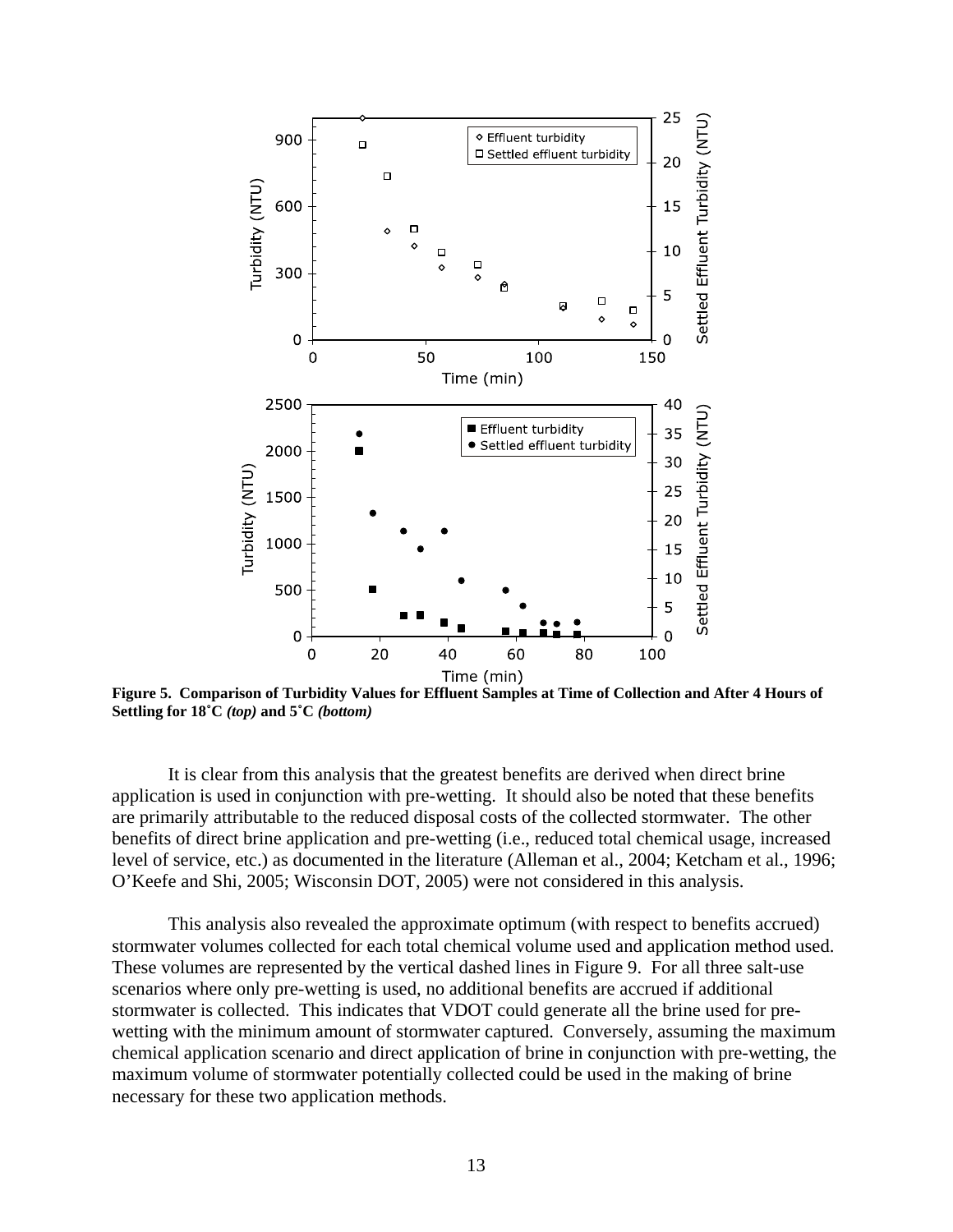**Figure 5. Comparison of Turbidity Values for Effluent Samples at Time of Collection and After 4 Hours of Settling for 18˚C *(top)* and 5˚C *(bottom)***

It is clear from this analysis that the greatest benefits are derived when direct brine application is used in conjunction with pre-wetting. It should also be noted that these benefits are primarily attributable to the reduced disposal costs of the collected stormwater. The other benefits of direct brine application and pre-wetting (i.e., reduced total chemical usage, increased level of service, etc.) as documented in the literature (Alleman et al., 2004; Ketcham et al., 1996; O'Keefe and Shi, 2005; Wisconsin DOT, 2005) were not considered in this analysis.

This analysis also revealed the approximate optimum (with respect to benefits accrued) stormwater volumes collected for each total chemical volume used and application method used. These volumes are represented by the vertical dashed lines in Figure 9. For all three salt-use scenarios where only pre-wetting is used, no additional benefits are accrued if additional stormwater is collected. This indicates that VDOT could generate all the brine used for pre-wetting with the minimum amount of stormwater captured. Conversely, assuming the maximum chemical application scenario and direct application of brine in conjunction with pre-wetting, the maximum volume of stormwater potentially collected could be used in the making of brine necessary for these two application methods.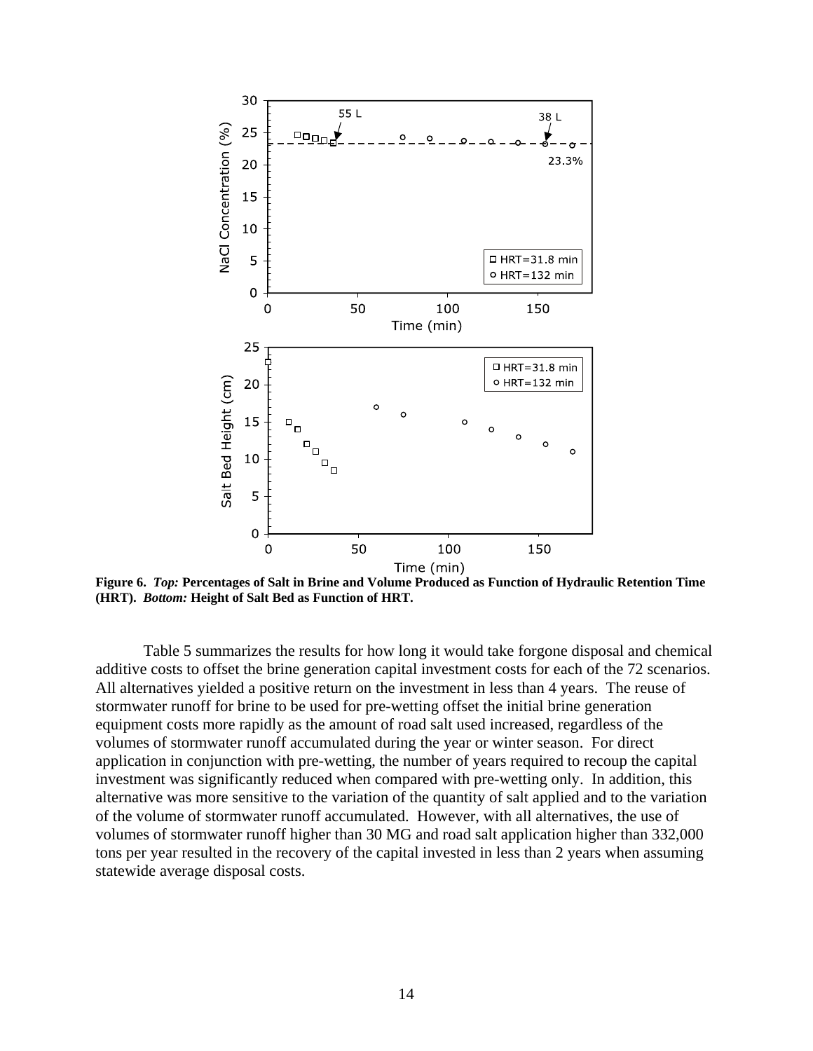**Figure 6.** ***Top:*** **Percentages of Salt in Brine and Volume Produced as Function of Hydraulic Retention Time (HRT).** ***Bottom:*** **Height of Salt Bed as Function of HRT.**

Table 5 summarizes the results for how long it would take forgone disposal and chemical additive costs to offset the brine generation capital investment costs for each of the 72 scenarios. All alternatives yielded a positive return on the investment in less than 4 years. The reuse of stormwater runoff for brine to be used for pre-wetting offset the initial brine generation equipment costs more rapidly as the amount of road salt used increased, regardless of the volumes of stormwater runoff accumulated during the year or winter season. For direct application in conjunction with pre-wetting, the number of years required to recoup the capital investment was significantly reduced when compared with pre-wetting only. In addition, this alternative was more sensitive to the variation of the quantity of salt applied and to the variation of the volume of stormwater runoff accumulated. However, with all alternatives, the use of volumes of stormwater runoff higher than 30 MG and road salt application higher than 332,000 tons per year resulted in the recovery of the capital invested in less than 2 years when assuming statewide average disposal costs.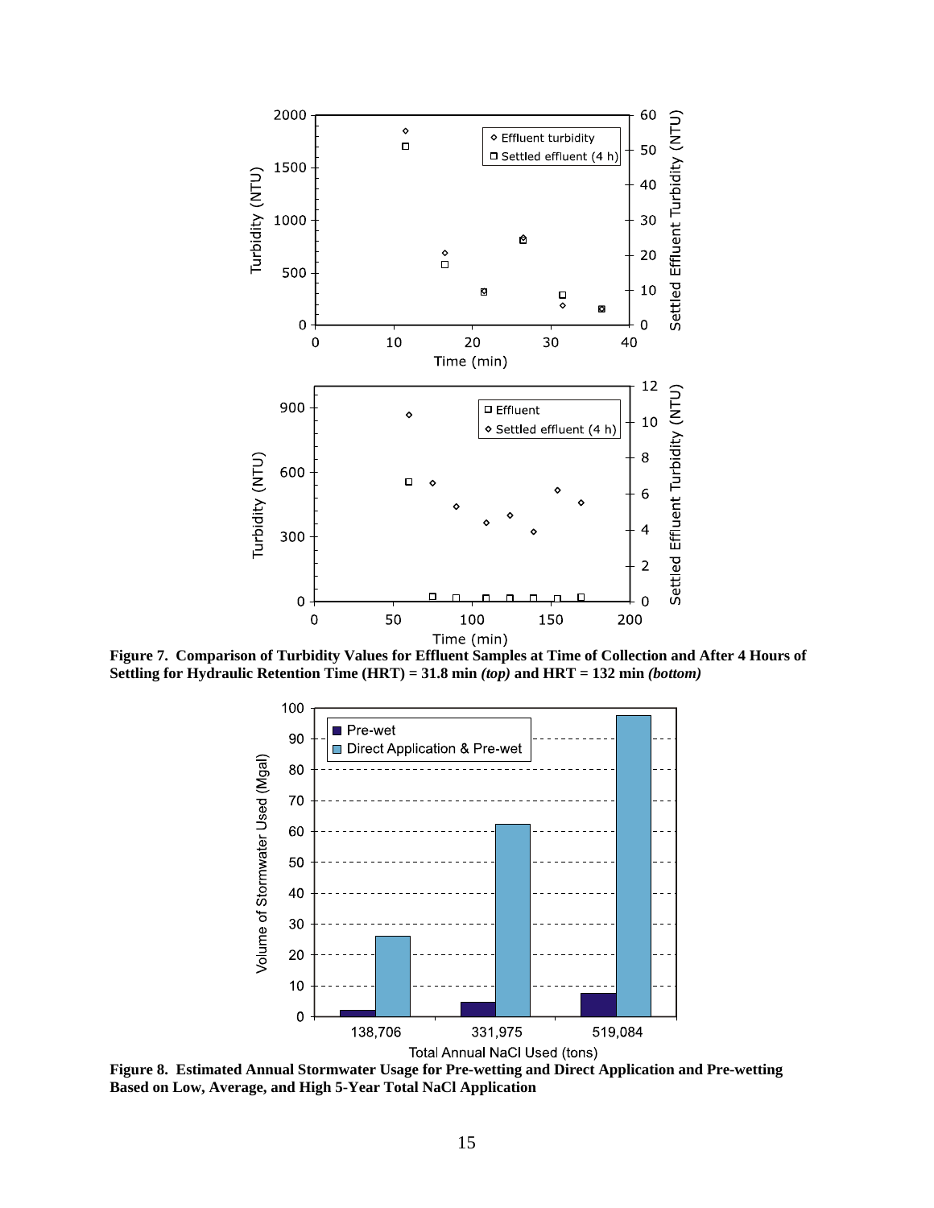**Figure 7. Comparison of Turbidity Values for Effluent Samples at Time of Collection and After 4 Hours of Settling for Hydraulic Retention Time (HRT) = 31.8 min *(top)* and HRT = 132 min *(bottom)***

**Figure 8. Estimated Annual Stormwater Usage for Pre-wetting and Direct Application and Pre-wetting Based on Low, Average, and High 5-Year Total NaCl Application**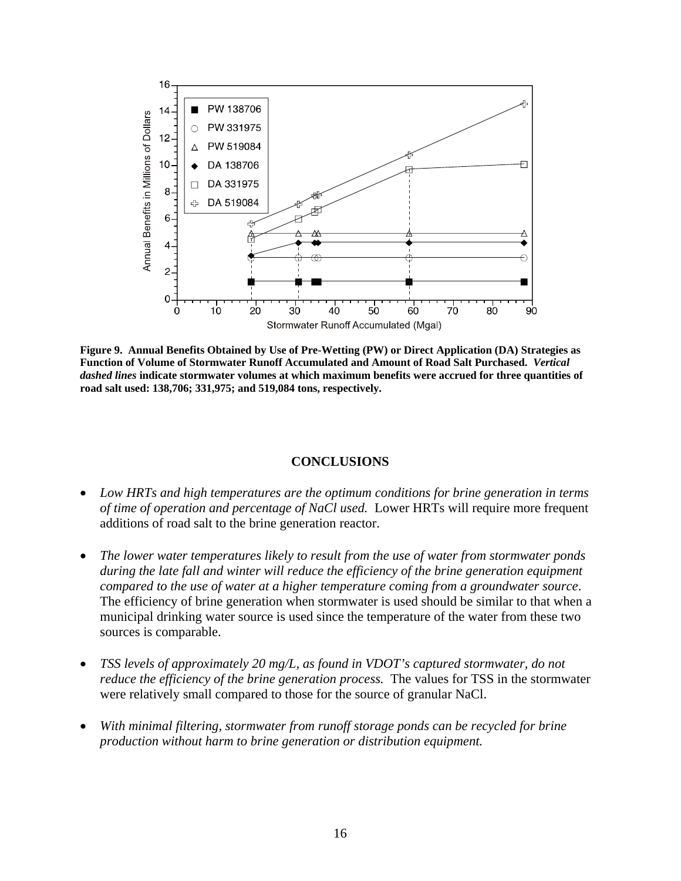**Figure 9. Annual Benefits Obtained by Use of Pre-Wetting (PW) or Direct Application (DA) Strategies as Function of Volume of Stormwater Runoff Accumulated and Amount of Road Salt Purchased.** ***Vertical dashed lines*** **indicate stormwater volumes at which maximum benefits were accrued for three quantities of road salt used: 138,706; 331,975; and 519,084 tons, respectively.**

## CONCLUSIONS

- *Low HRTs and high temperatures are the optimum conditions for brine generation in terms of time of operation and percentage of NaCl used.* Lower HRTs will require more frequent additions of road salt to the brine generation reactor.
- *The lower water temperatures likely to result from the use of water from stormwater ponds during the late fall and winter will reduce the efficiency of the brine generation equipment compared to the use of water at a higher temperature coming from a groundwater source*. The efficiency of brine generation when stormwater is used should be similar to that when a municipal drinking water source is used since the temperature of the water from these two sources is comparable.
- *TSS levels of approximately 20 mg/L, as found in VDOT's captured stormwater, do not reduce the efficiency of the brine generation process.* The values for TSS in the stormwater were relatively small compared to those for the source of granular NaCl.
- *With minimal filtering, stormwater from runoff storage ponds can be recycled for brine production without harm to brine generation or distribution equipment.*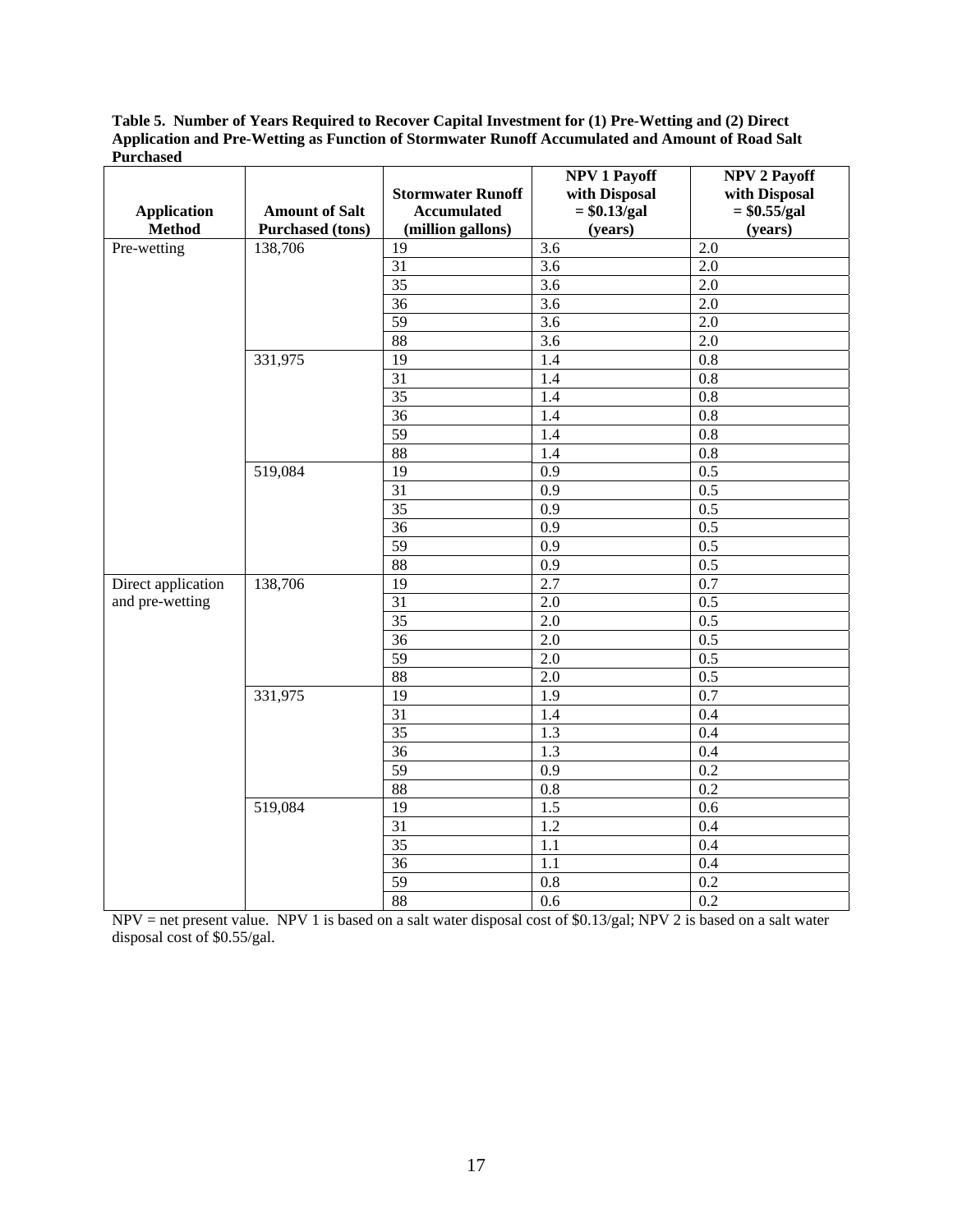**Table 5. Number of Years Required to Recover Capital Investment for (1) Pre-Wetting and (2) Direct Application and Pre-Wetting as Function of Stormwater Runoff Accumulated and Amount of Road Salt Purchased**

| Application Method | Amount of Salt Purchased (tons) | Stormwater Runoff Accumulated (million gallons) | NPV 1 Payoff with Disposal = \$0.13/gal (years) | NPV 2 Payoff with Disposal = \$0.55/gal (years) |
|---|---|---|---|---|
| Pre-wetting | 138,706 | 19 | 3.6 | 2.0 |
| | | 31 | 3.6 | 2.0 |
| | | 35 | 3.6 | 2.0 |
| | | 36 | 3.6 | 2.0 |
| | | 59 | 3.6 | 2.0 |
| | | 88 | 3.6 | 2.0 |
| | 331,975 | 19 | 1.4 | 0.8 |
| | | 31 | 1.4 | 0.8 |
| | | 35 | 1.4 | 0.8 |
| | | 36 | 1.4 | 0.8 |
| | | 59 | 1.4 | 0.8 |
| | | 88 | 1.4 | 0.8 |
| | 519,084 | 19 | 0.9 | 0.5 |
| | | 31 | 0.9 | 0.5 |
| | | 35 | 0.9 | 0.5 |
| | | 36 | 0.9 | 0.5 |
| | | 59 | 0.9 | 0.5 |
| | | 88 | 0.9 | 0.5 |
| Direct application and pre-wetting | 138,706 | 19 | 2.7 | 0.7 |
| | | 31 | 2.0 | 0.5 |
| | | 35 | 2.0 | 0.5 |
| | | 36 | 2.0 | 0.5 |
| | | 59 | 2.0 | 0.5 |
| | | 88 | 2.0 | 0.5 |
| | 331,975 | 19 | 1.9 | 0.7 |
| | | 31 | 1.4 | 0.4 |
| | | 35 | 1.3 | 0.4 |
| | | 36 | 1.3 | 0.4 |
| | | 59 | 0.9 | 0.2 |
| | | 88 | 0.8 | 0.2 |
| | 519,084 | 19 | 1.5 | 0.6 |
| | | 31 | 1.2 | 0.4 |
| | | 35 | 1.1 | 0.4 |
| | | 36 | 1.1 | 0.4 |
| | | 59 | 0.8 | 0.2 |
| | | 88 | 0.6 | 0.2 |

NPV = net present value. NPV 1 is based on a salt water disposal cost of \$0.13/gal; NPV 2 is based on a salt water disposal cost of \$0.55/gal.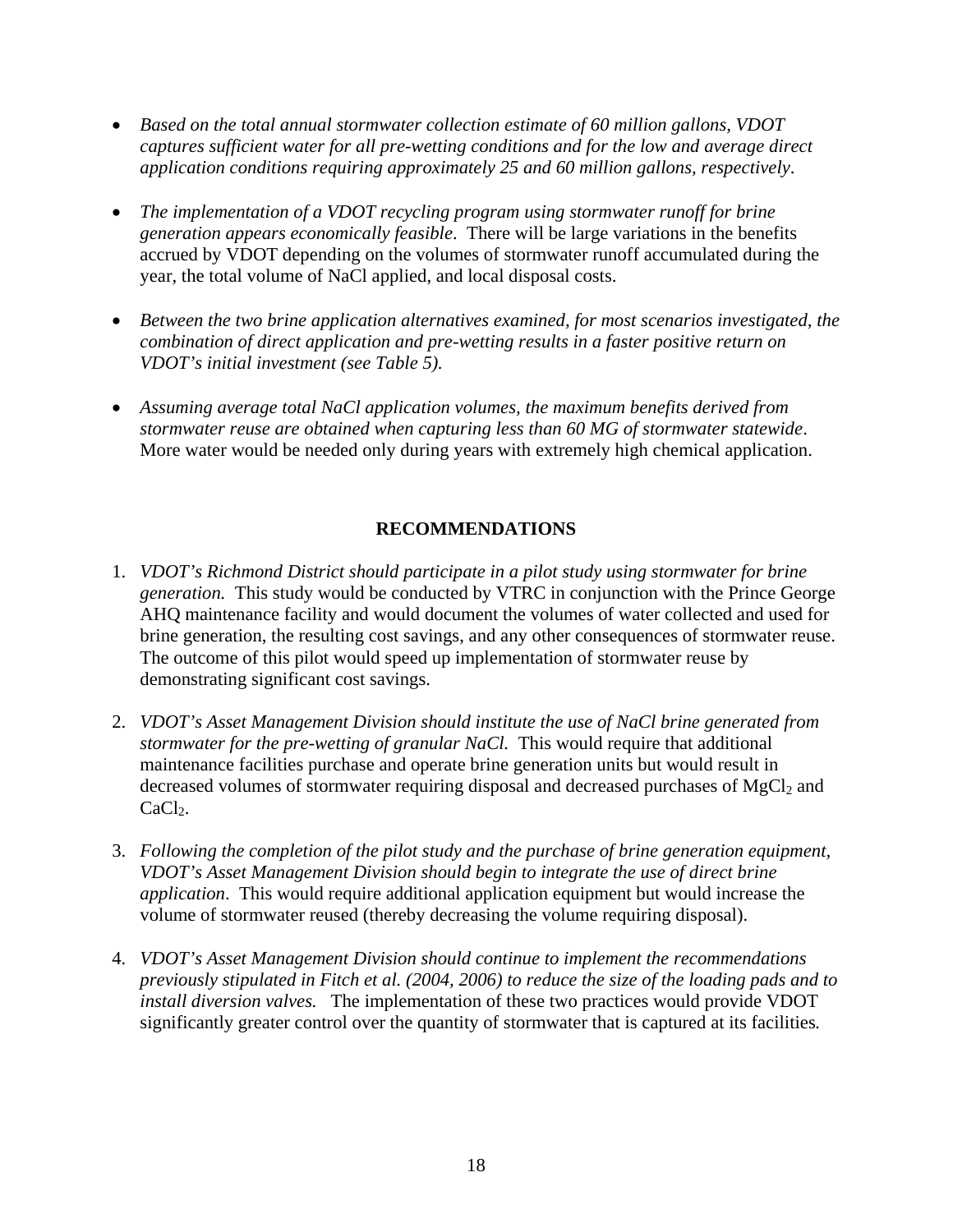- *Based on the total annual stormwater collection estimate of 60 million gallons, VDOT captures sufficient water for all pre-wetting conditions and for the low and average direct application conditions requiring approximately 25 and 60 million gallons, respectively*.

- *The implementation of a VDOT recycling program using stormwater runoff for brine generation appears economically feasible*. There will be large variations in the benefits accrued by VDOT depending on the volumes of stormwater runoff accumulated during the year, the total volume of NaCl applied, and local disposal costs.

- *Between the two brine application alternatives examined, for most scenarios investigated, the combination of direct application and pre-wetting results in a faster positive return on VDOT's initial investment (see Table 5).*

- *Assuming average total NaCl application volumes, the maximum benefits derived from stormwater reuse are obtained when capturing less than 60 MG of stormwater statewide*. More water would be needed only during years with extremely high chemical application.

## RECOMMENDATIONS

1. *VDOT's Richmond District should participate in a pilot study using stormwater for brine generation.* This study would be conducted by VTRC in conjunction with the Prince George AHQ maintenance facility and would document the volumes of water collected and used for brine generation, the resulting cost savings, and any other consequences of stormwater reuse. The outcome of this pilot would speed up implementation of stormwater reuse by demonstrating significant cost savings.

2. *VDOT's Asset Management Division should institute the use of NaCl brine generated from stormwater for the pre-wetting of granular NaCl.* This would require that additional maintenance facilities purchase and operate brine generation units but would result in decreased volumes of stormwater requiring disposal and decreased purchases of $MgCl_2$ and $CaCl_2$.

3. *Following the completion of the pilot study and the purchase of brine generation equipment, VDOT's Asset Management Division should begin to integrate the use of direct brine application*. This would require additional application equipment but would increase the volume of stormwater reused (thereby decreasing the volume requiring disposal).

4. *VDOT's Asset Management Division should continue to implement the recommendations previously stipulated in Fitch et al. (2004, 2006) to reduce the size of the loading pads and to install diversion valves.* The implementation of these two practices would provide VDOT significantly greater control over the quantity of stormwater that is captured at its facilities.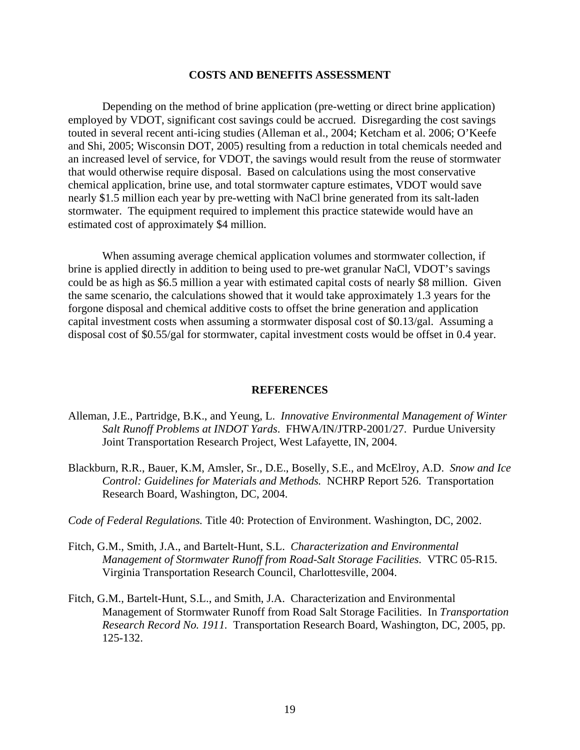## COSTS AND BENEFITS ASSESSMENT

Depending on the method of brine application (pre-wetting or direct brine application) employed by VDOT, significant cost savings could be accrued. Disregarding the cost savings touted in several recent anti-icing studies (Alleman et al., 2004; Ketcham et al. 2006; O'Keefe and Shi, 2005; Wisconsin DOT, 2005) resulting from a reduction in total chemicals needed and an increased level of service, for VDOT, the savings would result from the reuse of stormwater that would otherwise require disposal. Based on calculations using the most conservative chemical application, brine use, and total stormwater capture estimates, VDOT would save nearly \$1.5 million each year by pre-wetting with NaCl brine generated from its salt-laden stormwater. The equipment required to implement this practice statewide would have an estimated cost of approximately \$4 million.

When assuming average chemical application volumes and stormwater collection, if brine is applied directly in addition to being used to pre-wet granular NaCl, VDOT's savings could be as high as \$6.5 million a year with estimated capital costs of nearly \$8 million. Given the same scenario, the calculations showed that it would take approximately 1.3 years for the forgone disposal and chemical additive costs to offset the brine generation and application capital investment costs when assuming a stormwater disposal cost of \$0.13/gal. Assuming a disposal cost of \$0.55/gal for stormwater, capital investment costs would be offset in 0.4 year.

## REFERENCES

Alleman, J.E., Partridge, B.K., and Yeung, L. *Innovative Environmental Management of Winter Salt Runoff Problems at INDOT Yards*. FHWA/IN/JTRP-2001/27. Purdue University Joint Transportation Research Project, West Lafayette, IN, 2004.

Blackburn, R.R., Bauer, K.M, Amsler, Sr., D.E., Boselly, S.E., and McElroy, A.D. *Snow and Ice Control: Guidelines for Materials and Methods.* NCHRP Report 526. Transportation Research Board, Washington, DC, 2004.

*Code of Federal Regulations.* Title 40: Protection of Environment. Washington, DC, 2002.

Fitch, G.M., Smith, J.A., and Bartelt-Hunt, S.L. *Characterization and Environmental Management of Stormwater Runoff from Road-Salt Storage Facilities.* VTRC 05-R15. Virginia Transportation Research Council, Charlottesville, 2004.

Fitch, G.M., Bartelt-Hunt, S.L., and Smith, J.A. Characterization and Environmental Management of Stormwater Runoff from Road Salt Storage Facilities. In *Transportation Research Record No. 1911.* Transportation Research Board, Washington, DC, 2005, pp. 125-132.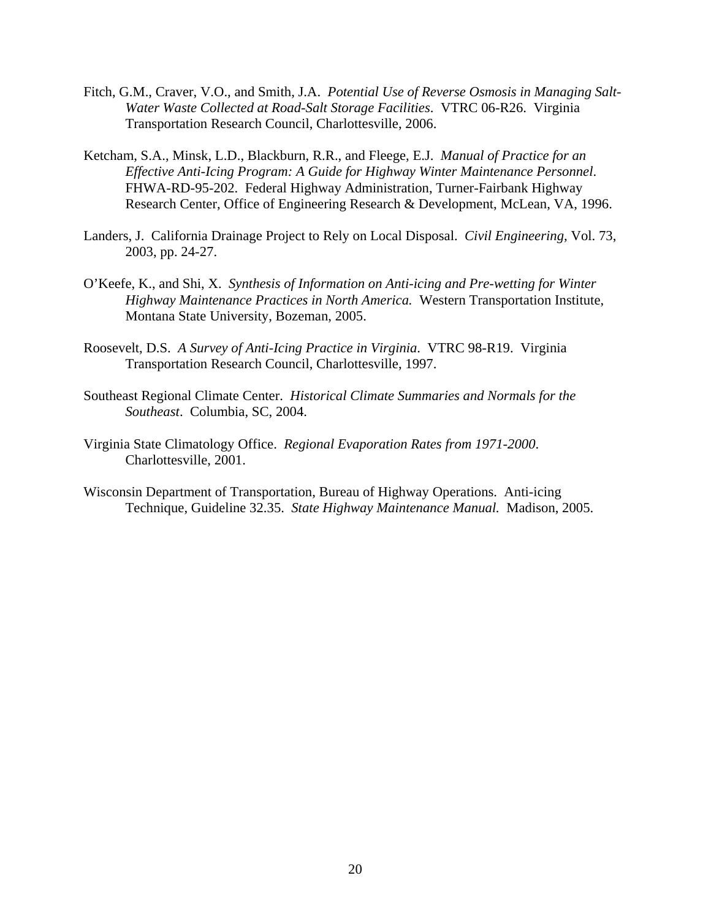Fitch, G.M., Craver, V.O., and Smith, J.A. *Potential Use of Reverse Osmosis in Managing Salt-Water Waste Collected at Road-Salt Storage Facilities*. VTRC 06-R26. Virginia Transportation Research Council, Charlottesville, 2006.

Ketcham, S.A., Minsk, L.D., Blackburn, R.R., and Fleege, E.J. *Manual of Practice for an Effective Anti-Icing Program: A Guide for Highway Winter Maintenance Personnel*. FHWA-RD-95-202. Federal Highway Administration, Turner-Fairbank Highway Research Center, Office of Engineering Research & Development, McLean, VA, 1996.

Landers, J. California Drainage Project to Rely on Local Disposal. *Civil Engineering,* Vol. 73, 2003, pp. 24-27.

O'Keefe, K., and Shi, X. *Synthesis of Information on Anti-icing and Pre-wetting for Winter Highway Maintenance Practices in North America.* Western Transportation Institute, Montana State University, Bozeman, 2005.

Roosevelt, D.S. *A Survey of Anti-Icing Practice in Virginia*. VTRC 98-R19. Virginia Transportation Research Council, Charlottesville, 1997.

Southeast Regional Climate Center. *Historical Climate Summaries and Normals for the Southeast*. Columbia, SC, 2004.

Virginia State Climatology Office. *Regional Evaporation Rates from 1971-2000*. Charlottesville, 2001.

Wisconsin Department of Transportation, Bureau of Highway Operations. Anti-icing Technique, Guideline 32.35. *State Highway Maintenance Manual.* Madison, 2005.